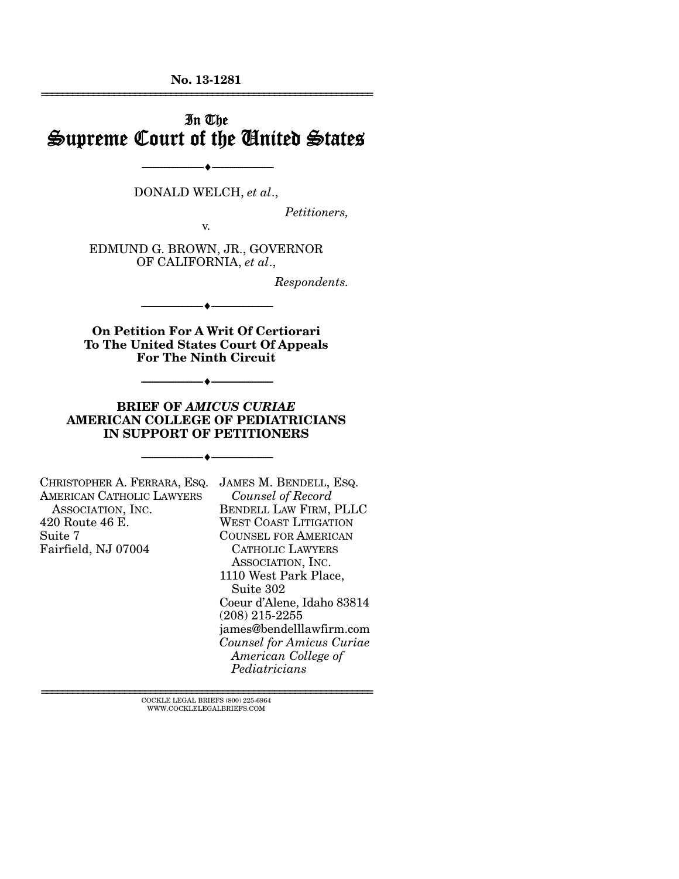No. 13-1281

---

# In The Supreme Court of the United States

---

DONALD WELCH, *et al*.,

*Petitioners,*

v.

EDMUND G. BROWN, JR., GOVERNOR OF CALIFORNIA, *et al*.,

*Respondents.*

---

**On Petition For A Writ Of Certiorari To The United States Court Of Appeals For The Ninth Circuit**

---

## BRIEF OF *AMICUS CURIAE* AMERICAN COLLEGE OF PEDIATRICIANS IN SUPPORT OF PETITIONERS

---

CHRISTOPHER A. FERRARA, ESQ.
AMERICAN CATHOLIC LAWYERS ASSOCIATION, INC.
420 Route 46 E.
Suite 7
Fairfield, NJ 07004

JAMES M. BENDELL, ESQ.
*Counsel of Record*
BENDELL LAW FIRM, PLLC
WEST COAST LITIGATION
COUNSEL FOR AMERICAN CATHOLIC LAWYERS ASSOCIATION, INC.
1110 West Park Place, Suite 302
Coeur d'Alene, Idaho 83814
(208) 215-2255
james@bendelllawfirm.com
*Counsel for Amicus Curiae American College of Pediatricians*

---

COCKLE LEGAL BRIEFS (800) 225-6964
WWW.COCKLELEGALBRIEFS.COM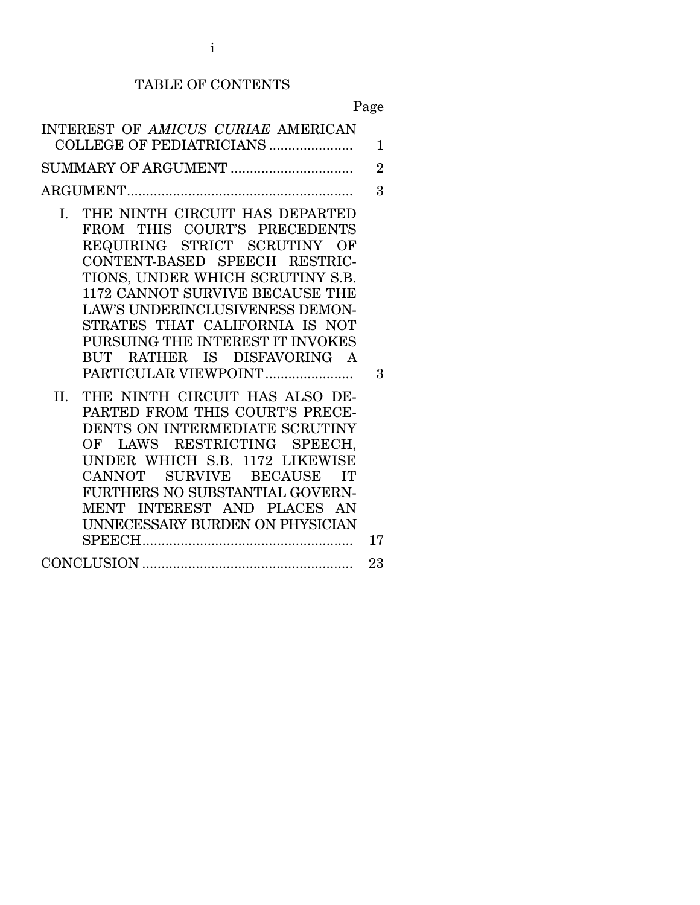# TABLE OF CONTENTS

| | Page |
|---|---|
| INTEREST OF *AMICUS CURIAE* AMERICAN COLLEGE OF PEDIATRICIANS | 1 |
| SUMMARY OF ARGUMENT | 2 |
| ARGUMENT | 3 |
| I. THE NINTH CIRCUIT HAS DEPARTED FROM THIS COURT'S PRECEDENTS REQUIRING STRICT SCRUTINY OF CONTENT-BASED SPEECH RESTRICTIONS, UNDER WHICH SCRUTINY S.B. 1172 CANNOT SURVIVE BECAUSE THE LAW'S UNDERINCLUSIVENESS DEMONSTRATES THAT CALIFORNIA IS NOT PURSUING THE INTEREST IT INVOKES BUT RATHER IS DISFAVORING A PARTICULAR VIEWPOINT | 3 |
| II. THE NINTH CIRCUIT HAS ALSO DEPARTED FROM THIS COURT'S PRECEDENTS ON INTERMEDIATE SCRUTINY OF LAWS RESTRICTING SPEECH, UNDER WHICH S.B. 1172 LIKEWISE CANNOT SURVIVE BECAUSE IT FURTHERS NO SUBSTANTIAL GOVERNMENT INTEREST AND PLACES AN UNNECESSARY BURDEN ON PHYSICIAN SPEECH | 17 |
| CONCLUSION | 23 |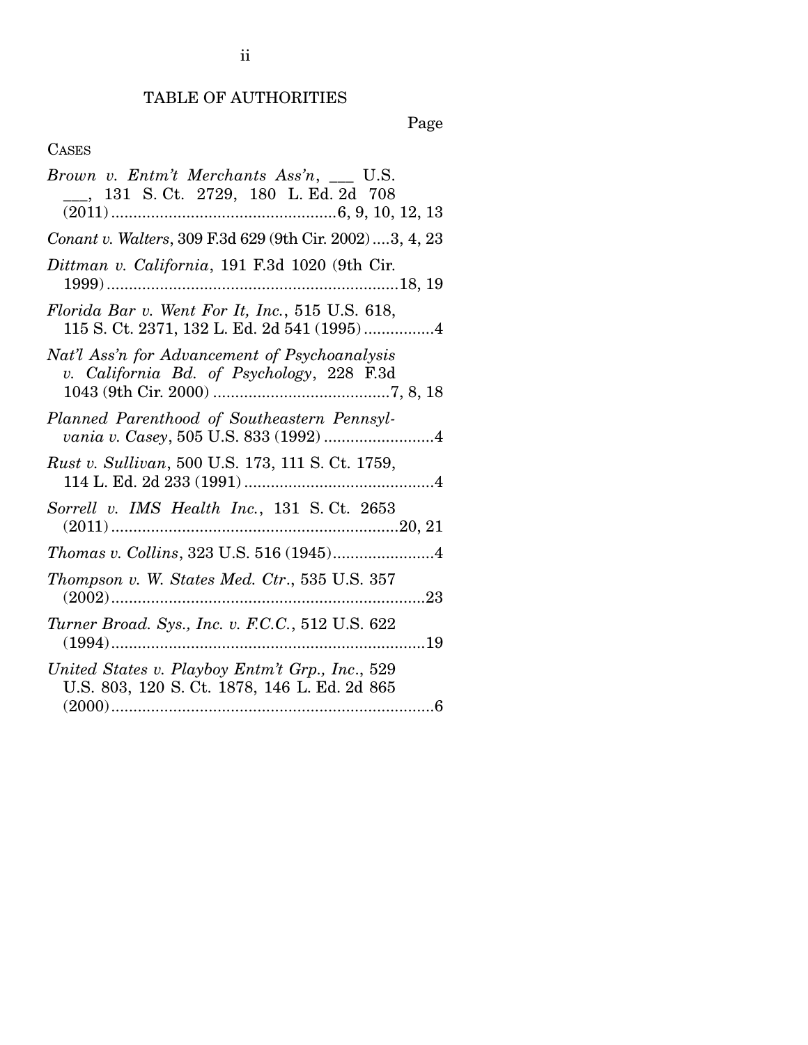# TABLE OF AUTHORITIES

Page

CASES

*Brown v. Entm't Merchants Ass'n*, ___ U.S. ___, 131 S. Ct. 2729, 180 L. Ed. 2d 708 (2011) ....................................................6, 9, 10, 12, 13

*Conant v. Walters*, 309 F.3d 629 (9th Cir. 2002) ....3, 4, 23

*Dittman v. California*, 191 F.3d 1020 (9th Cir. 1999) ..................................................................18, 19

*Florida Bar v. Went For It, Inc.*, 515 U.S. 618, 115 S. Ct. 2371, 132 L. Ed. 2d 541 (1995) ................4

*Nat'l Ass'n for Advancement of Psychoanalysis v. California Bd. of Psychology*, 228 F.3d 1043 (9th Cir. 2000) ........................................7, 8, 18

*Planned Parenthood of Southeastern Pennsylvania v. Casey*, 505 U.S. 833 (1992) .........................4

*Rust v. Sullivan*, 500 U.S. 173, 111 S. Ct. 1759, 114 L. Ed. 2d 233 (1991) ...........................................4

*Sorrell v. IMS Health Inc.*, 131 S. Ct. 2653 (2011) .................................................................20, 21

*Thomas v. Collins*, 323 U.S. 516 (1945).......................4

*Thompson v. W. States Med. Ctr.*, 535 U.S. 357 (2002) .......................................................................23

*Turner Broad. Sys., Inc. v. F.C.C.*, 512 U.S. 622 (1994) .......................................................................19

*United States v. Playboy Entm't Grp., Inc.*, 529 U.S. 803, 120 S. Ct. 1878, 146 L. Ed. 2d 865 (2000) .........................................................................6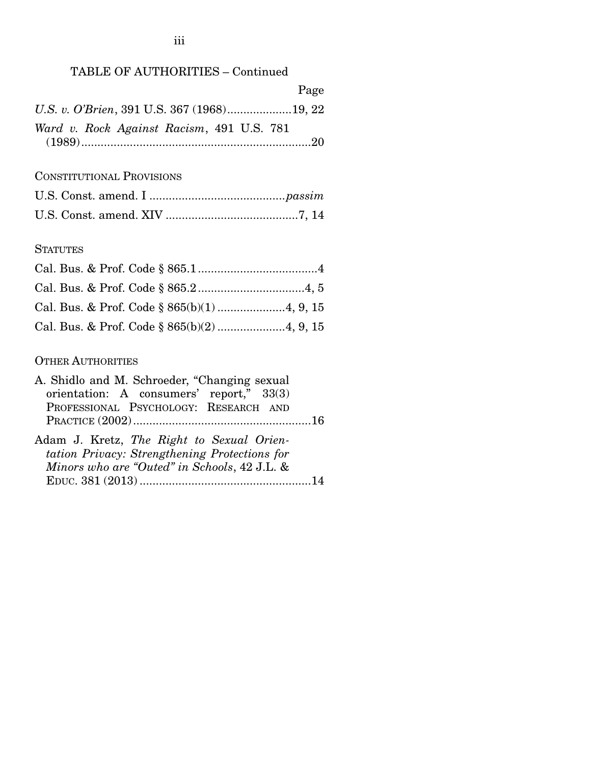TABLE OF AUTHORITIES – Continued

| | Page |
|---|---|
| *U.S. v. O'Brien*, 391 U.S. 367 (1968) | 19, 22 |
| *Ward v. Rock Against Racism*, 491 U.S. 781 (1989) | 20 |

CONSTITUTIONAL PROVISIONS

| | |
|---|---|
| U.S. Const. amend. I | *passim* |
| U.S. Const. amend. XIV | 7, 14 |

STATUTES

| | |
|---|---|
| Cal. Bus. & Prof. Code § 865.1 | 4 |
| Cal. Bus. & Prof. Code § 865.2 | 4, 5 |
| Cal. Bus. & Prof. Code § 865(b)(1) | 4, 9, 15 |
| Cal. Bus. & Prof. Code § 865(b)(2) | 4, 9, 15 |

OTHER AUTHORITIES

| | |
|---|---|
| A. Shidlo and M. Schroeder, "Changing sexual orientation: A consumers' report," 33(3) PROFESSIONAL PSYCHOLOGY: RESEARCH AND PRACTICE (2002) | 16 |
| Adam J. Kretz, *The Right to Sexual Orientation Privacy: Strengthening Protections for Minors who are "Outed" in Schools*, 42 J.L. & EDUC. 381 (2013) | 14 |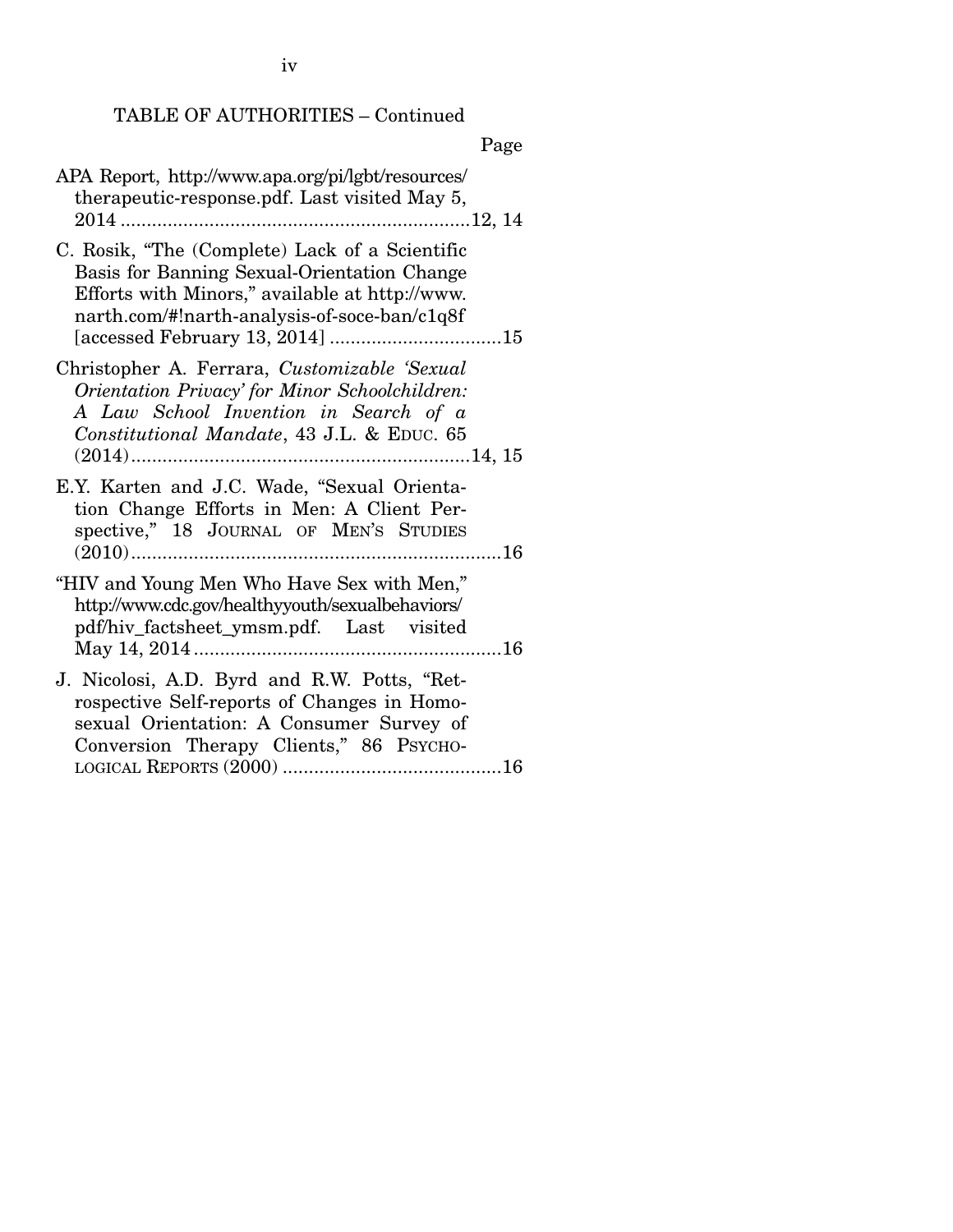TABLE OF AUTHORITIES – Continued

Page

APA Report, http://www.apa.org/pi/lgbt/resources/therapeutic-response.pdf. Last visited May 5, 2014 ....................................................................12, 14

C. Rosik, "The (Complete) Lack of a Scientific Basis for Banning Sexual-Orientation Change Efforts with Minors," available at http://www.narth.com/#!narth-analysis-of-soce-ban/c1q8f [accessed February 13, 2014] .................................15

Christopher A. Ferrara, *Customizable 'Sexual Orientation Privacy' for Minor Schoolchildren: A Law School Invention in Search of a Constitutional Mandate*, 43 J.L. & Educ. 65 (2014)..................................................................14, 15

E.Y. Karten and J.C. Wade, "Sexual Orientation Change Efforts in Men: A Client Perspective," 18 Journal of Men's Studies (2010).......................................................................16

"HIV and Young Men Who Have Sex with Men," http://www.cdc.gov/healthyyouth/sexualbehaviors/pdf/hiv_factsheet_ymsm.pdf. Last visited May 14, 2014...........................................................16

J. Nicolosi, A.D. Byrd and R.W. Potts, "Retrospective Self-reports of Changes in Homosexual Orientation: A Consumer Survey of Conversion Therapy Clients," 86 Psychological Reports (2000) ..........................................16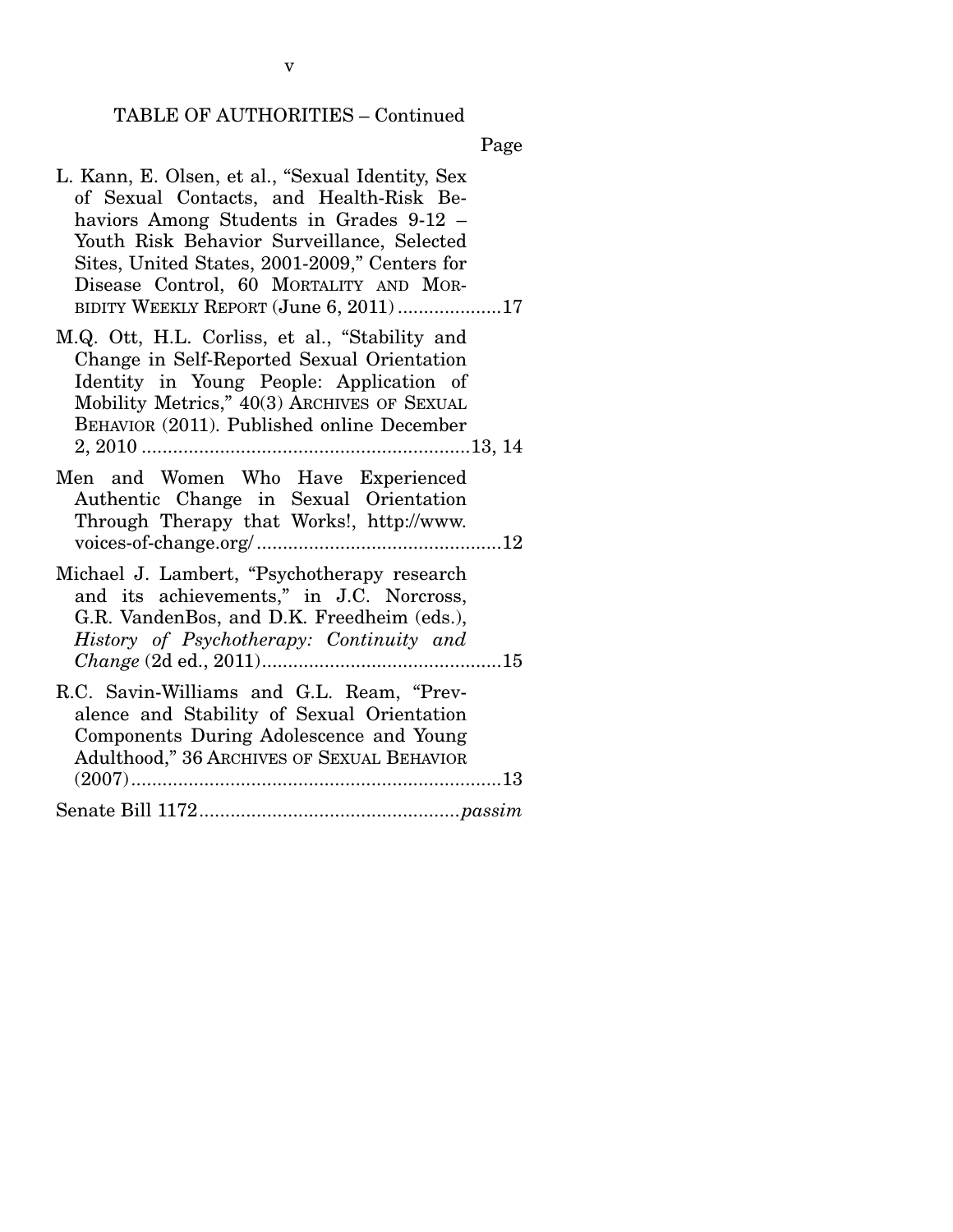TABLE OF AUTHORITIES – Continued

Page

L. Kann, E. Olsen, et al., "Sexual Identity, Sex of Sexual Contacts, and Health-Risk Behaviors Among Students in Grades 9-12 – Youth Risk Behavior Surveillance, Selected Sites, United States, 2001-2009," Centers for Disease Control, 60 MORTALITY AND MORBIDITY WEEKLY REPORT (June 6, 2011) ....................17

M.Q. Ott, H.L. Corliss, et al., "Stability and Change in Self-Reported Sexual Orientation Identity in Young People: Application of Mobility Metrics," 40(3) ARCHIVES OF SEXUAL BEHAVIOR (2011). Published online December 2, 2010 ..............................................................13, 14

Men and Women Who Have Experienced Authentic Change in Sexual Orientation Through Therapy that Works!, http://www.voices-of-change.org/ ...............................................12

Michael J. Lambert, "Psychotherapy research and its achievements," in J.C. Norcross, G.R. VandenBos, and D.K. Freedheim (eds.), *History of Psychotherapy: Continuity and Change* (2d ed., 2011)..............................................15

R.C. Savin-Williams and G.L. Ream, "Prevalence and Stability of Sexual Orientation Components During Adolescence and Young Adulthood," 36 ARCHIVES OF SEXUAL BEHAVIOR (2007).......................................................................13

Senate Bill 1172................................................*passim*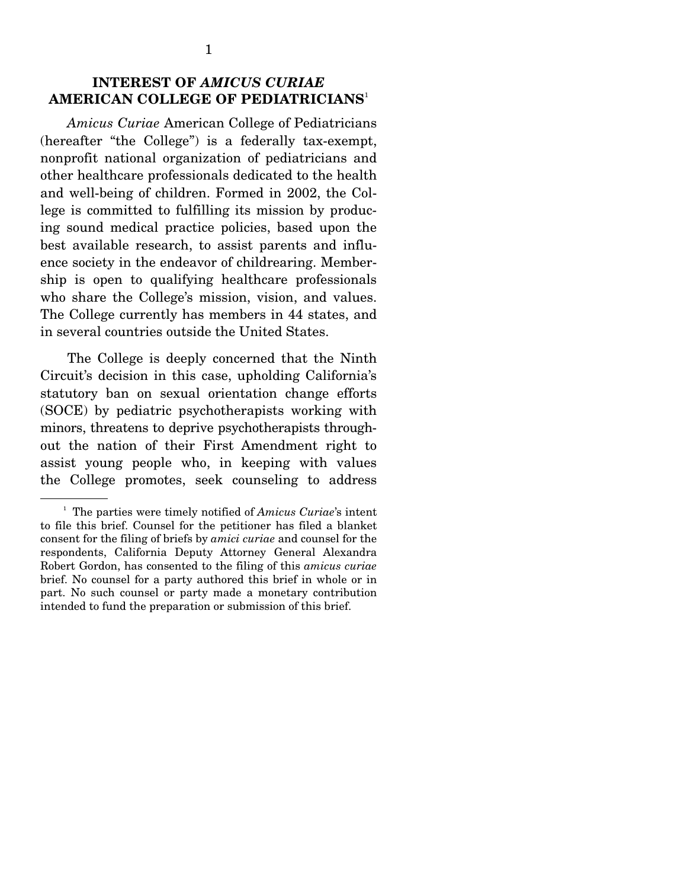## INTEREST OF *AMICUS CURIAE* AMERICAN COLLEGE OF PEDIATRICIANS[1]

*Amicus Curiae* American College of Pediatricians (hereafter "the College") is a federally tax-exempt, nonprofit national organization of pediatricians and other healthcare professionals dedicated to the health and well-being of children. Formed in 2002, the College is committed to fulfilling its mission by producing sound medical practice policies, based upon the best available research, to assist parents and influence society in the endeavor of childrearing. Membership is open to qualifying healthcare professionals who share the College's mission, vision, and values. The College currently has members in 44 states, and in several countries outside the United States.

The College is deeply concerned that the Ninth Circuit's decision in this case, upholding California's statutory ban on sexual orientation change efforts (SOCE) by pediatric psychotherapists working with minors, threatens to deprive psychotherapists throughout the nation of their First Amendment right to assist young people who, in keeping with values the College promotes, seek counseling to address

---

[1] The parties were timely notified of *Amicus Curiae*'s intent to file this brief. Counsel for the petitioner has filed a blanket consent for the filing of briefs by *amici curiae* and counsel for the respondents, California Deputy Attorney General Alexandra Robert Gordon, has consented to the filing of this *amicus curiae* brief. No counsel for a party authored this brief in whole or in part. No such counsel or party made a monetary contribution intended to fund the preparation or submission of this brief.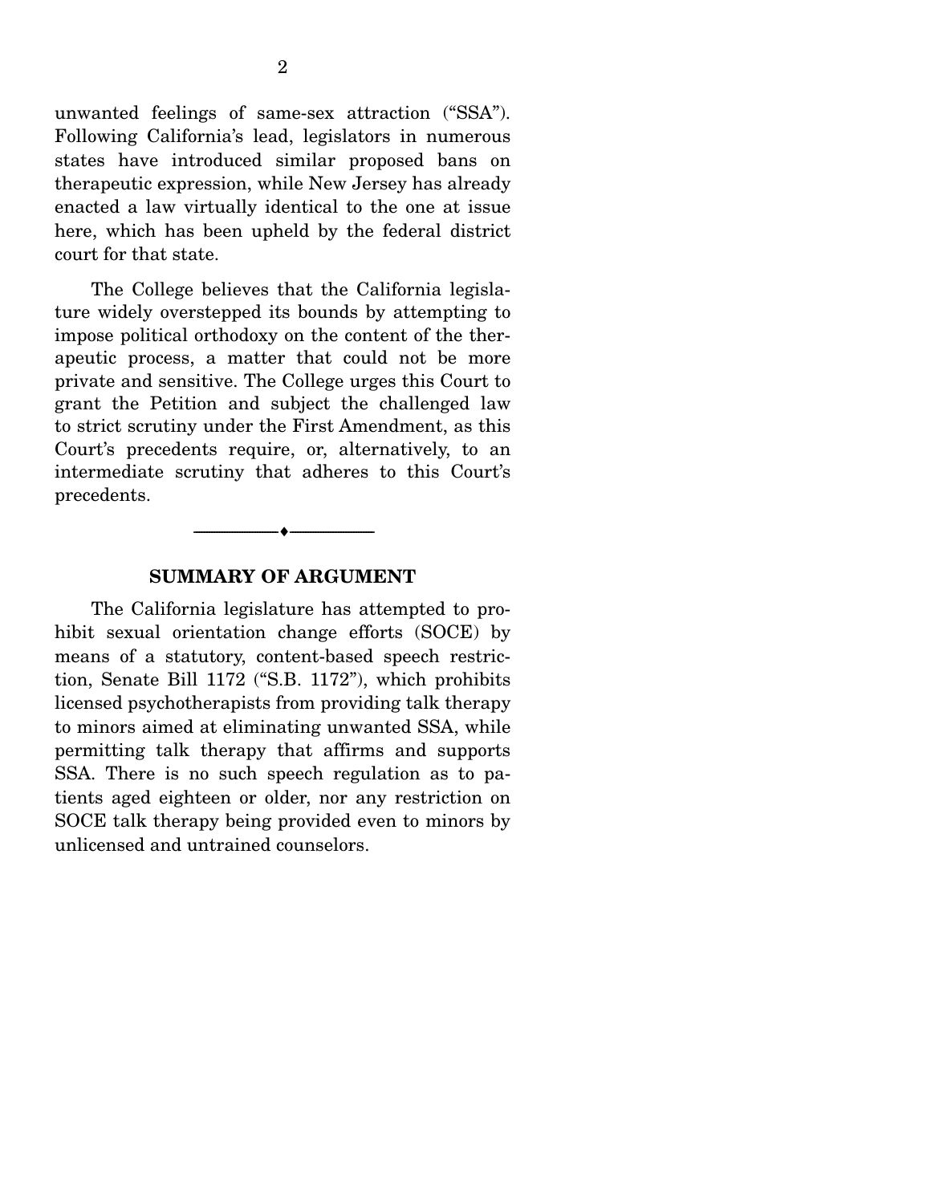unwanted feelings of same-sex attraction ("SSA"). Following California's lead, legislators in numerous states have introduced similar proposed bans on therapeutic expression, while New Jersey has already enacted a law virtually identical to the one at issue here, which has been upheld by the federal district court for that state.

The College believes that the California legislature widely overstepped its bounds by attempting to impose political orthodoxy on the content of the therapeutic process, a matter that could not be more private and sensitive. The College urges this Court to grant the Petition and subject the challenged law to strict scrutiny under the First Amendment, as this Court's precedents require, or, alternatively, to an intermediate scrutiny that adheres to this Court's precedents.

## SUMMARY OF ARGUMENT

The California legislature has attempted to prohibit sexual orientation change efforts (SOCE) by means of a statutory, content-based speech restriction, Senate Bill 1172 ("S.B. 1172"), which prohibits licensed psychotherapists from providing talk therapy to minors aimed at eliminating unwanted SSA, while permitting talk therapy that affirms and supports SSA. There is no such speech regulation as to patients aged eighteen or older, nor any restriction on SOCE talk therapy being provided even to minors by unlicensed and untrained counselors.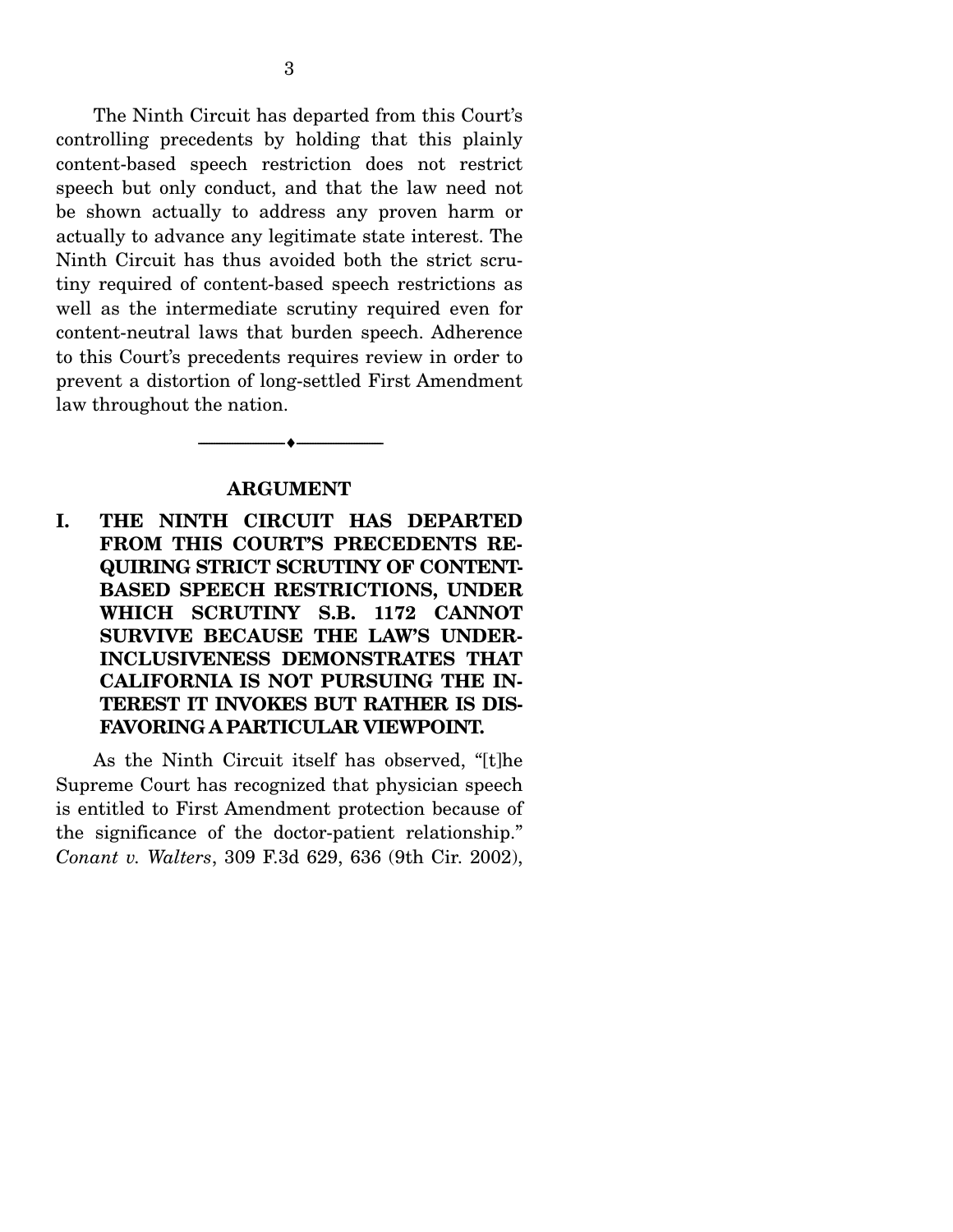The Ninth Circuit has departed from this Court's controlling precedents by holding that this plainly content-based speech restriction does not restrict speech but only conduct, and that the law need not be shown actually to address any proven harm or actually to advance any legitimate state interest. The Ninth Circuit has thus avoided both the strict scrutiny required of content-based speech restrictions as well as the intermediate scrutiny required even for content-neutral laws that burden speech. Adherence to this Court's precedents requires review in order to prevent a distortion of long-settled First Amendment law throughout the nation.

---

## ARGUMENT

### I. THE NINTH CIRCUIT HAS DEPARTED FROM THIS COURT'S PRECEDENTS REQUIRING STRICT SCRUTINY OF CONTENT-BASED SPEECH RESTRICTIONS, UNDER WHICH SCRUTINY S.B. 1172 CANNOT SURVIVE BECAUSE THE LAW'S UNDER-INCLUSIVENESS DEMONSTRATES THAT CALIFORNIA IS NOT PURSUING THE INTEREST IT INVOKES BUT RATHER IS DISFAVORING A PARTICULAR VIEWPOINT.

As the Ninth Circuit itself has observed, "[t]he Supreme Court has recognized that physician speech is entitled to First Amendment protection because of the significance of the doctor-patient relationship." *Conant v. Walters*, 309 F.3d 629, 636 (9th Cir. 2002),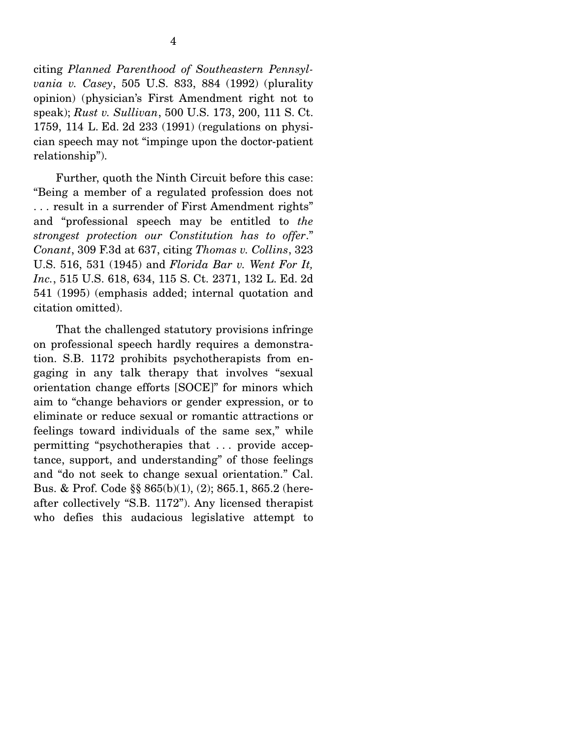citing *Planned Parenthood of Southeastern Pennsylvania v. Casey*, 505 U.S. 833, 884 (1992) (plurality opinion) (physician's First Amendment right not to speak); *Rust v. Sullivan*, 500 U.S. 173, 200, 111 S. Ct. 1759, 114 L. Ed. 2d 233 (1991) (regulations on physician speech may not "impinge upon the doctor-patient relationship").

Further, quoth the Ninth Circuit before this case: "Being a member of a regulated profession does not . . . result in a surrender of First Amendment rights" and "professional speech may be entitled to *the strongest protection our Constitution has to offer*." *Conant*, 309 F.3d at 637, citing *Thomas v. Collins*, 323 U.S. 516, 531 (1945) and *Florida Bar v. Went For It, Inc.*, 515 U.S. 618, 634, 115 S. Ct. 2371, 132 L. Ed. 2d 541 (1995) (emphasis added; internal quotation and citation omitted).

That the challenged statutory provisions infringe on professional speech hardly requires a demonstration. S.B. 1172 prohibits psychotherapists from engaging in any talk therapy that involves "sexual orientation change efforts [SOCE]" for minors which aim to "change behaviors or gender expression, or to eliminate or reduce sexual or romantic attractions or feelings toward individuals of the same sex," while permitting "psychotherapies that . . . provide acceptance, support, and understanding" of those feelings and "do not seek to change sexual orientation." Cal. Bus. & Prof. Code §§ 865(b)(1), (2); 865.1, 865.2 (hereafter collectively "S.B. 1172"). Any licensed therapist who defies this audacious legislative attempt to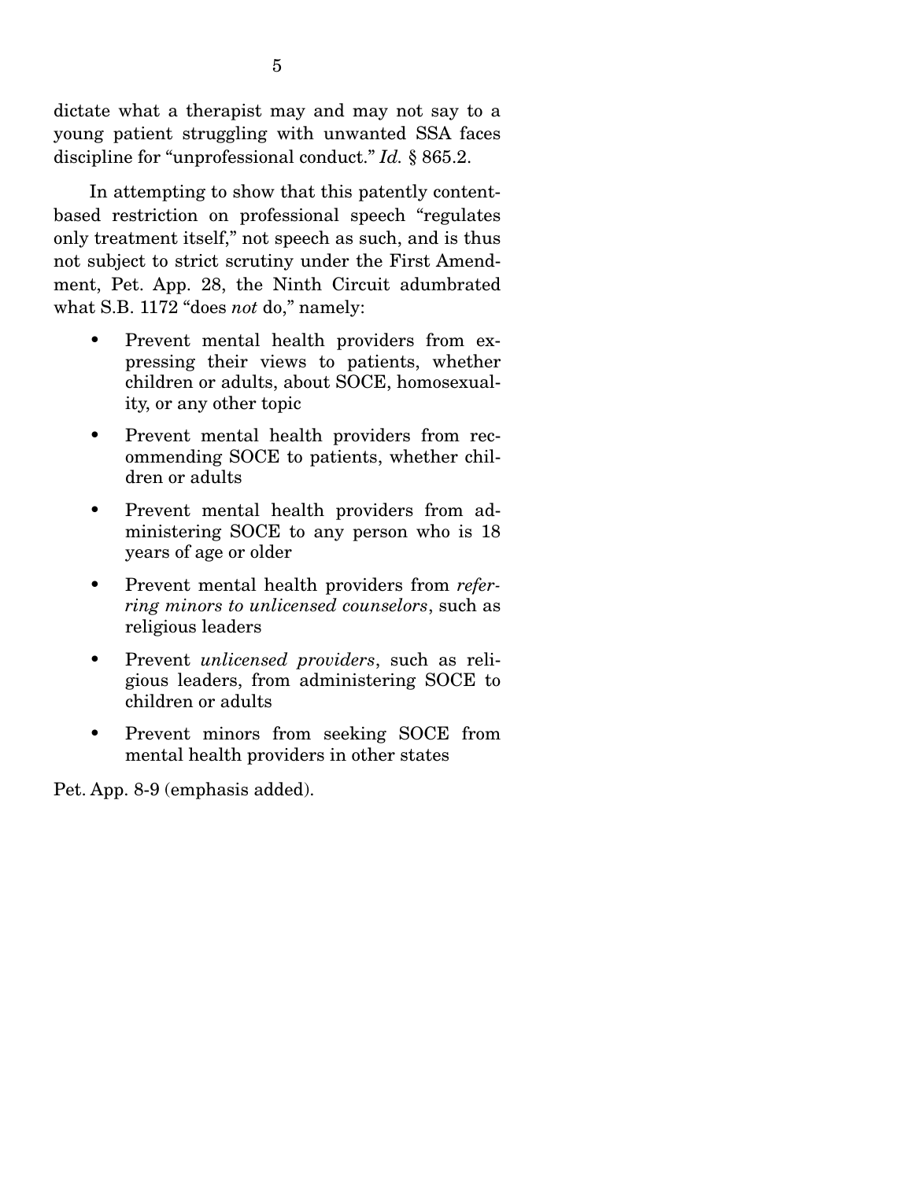dictate what a therapist may and may not say to a young patient struggling with unwanted SSA faces discipline for "unprofessional conduct." *Id.* § 865.2.

In attempting to show that this patently content-based restriction on professional speech "regulates only treatment itself," not speech as such, and is thus not subject to strict scrutiny under the First Amendment, Pet. App. 28, the Ninth Circuit adumbrated what S.B. 1172 "does *not* do," namely:

- Prevent mental health providers from expressing their views to patients, whether children or adults, about SOCE, homosexuality, or any other topic
- Prevent mental health providers from recommending SOCE to patients, whether children or adults
- Prevent mental health providers from administering SOCE to any person who is 18 years of age or older
- Prevent mental health providers from *referring minors to unlicensed counselors*, such as religious leaders
- Prevent *unlicensed providers*, such as religious leaders, from administering SOCE to children or adults
- Prevent minors from seeking SOCE from mental health providers in other states

Pet. App. 8-9 (emphasis added).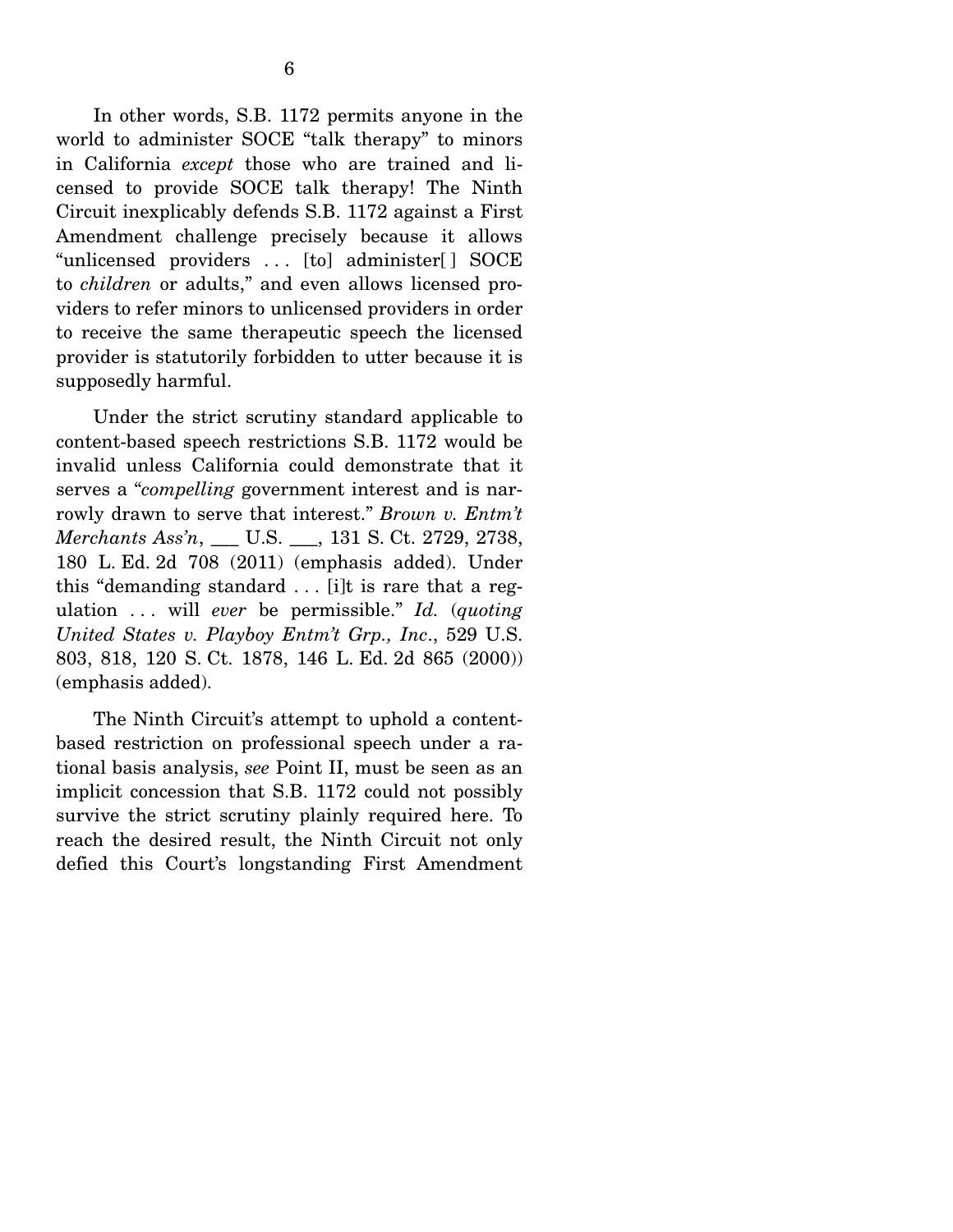In other words, S.B. 1172 permits anyone in the world to administer SOCE "talk therapy" to minors in California *except* those who are trained and licensed to provide SOCE talk therapy! The Ninth Circuit inexplicably defends S.B. 1172 against a First Amendment challenge precisely because it allows "unlicensed providers . . . [to] administer[ ] SOCE to *children* or adults," and even allows licensed providers to refer minors to unlicensed providers in order to receive the same therapeutic speech the licensed provider is statutorily forbidden to utter because it is supposedly harmful.

Under the strict scrutiny standard applicable to content-based speech restrictions S.B. 1172 would be invalid unless California could demonstrate that it serves a "*compelling* government interest and is narrowly drawn to serve that interest." *Brown v. Entm't Merchants Ass'n*, ___ U.S. ___, 131 S. Ct. 2729, 2738, 180 L. Ed. 2d 708 (2011) (emphasis added). Under this "demanding standard . . . [i]t is rare that a regulation . . . will *ever* be permissible." *Id.* (*quoting United States v. Playboy Entm't Grp., Inc*., 529 U.S. 803, 818, 120 S. Ct. 1878, 146 L. Ed. 2d 865 (2000)) (emphasis added).

The Ninth Circuit's attempt to uphold a content-based restriction on professional speech under a rational basis analysis, *see* Point II, must be seen as an implicit concession that S.B. 1172 could not possibly survive the strict scrutiny plainly required here. To reach the desired result, the Ninth Circuit not only defied this Court's longstanding First Amendment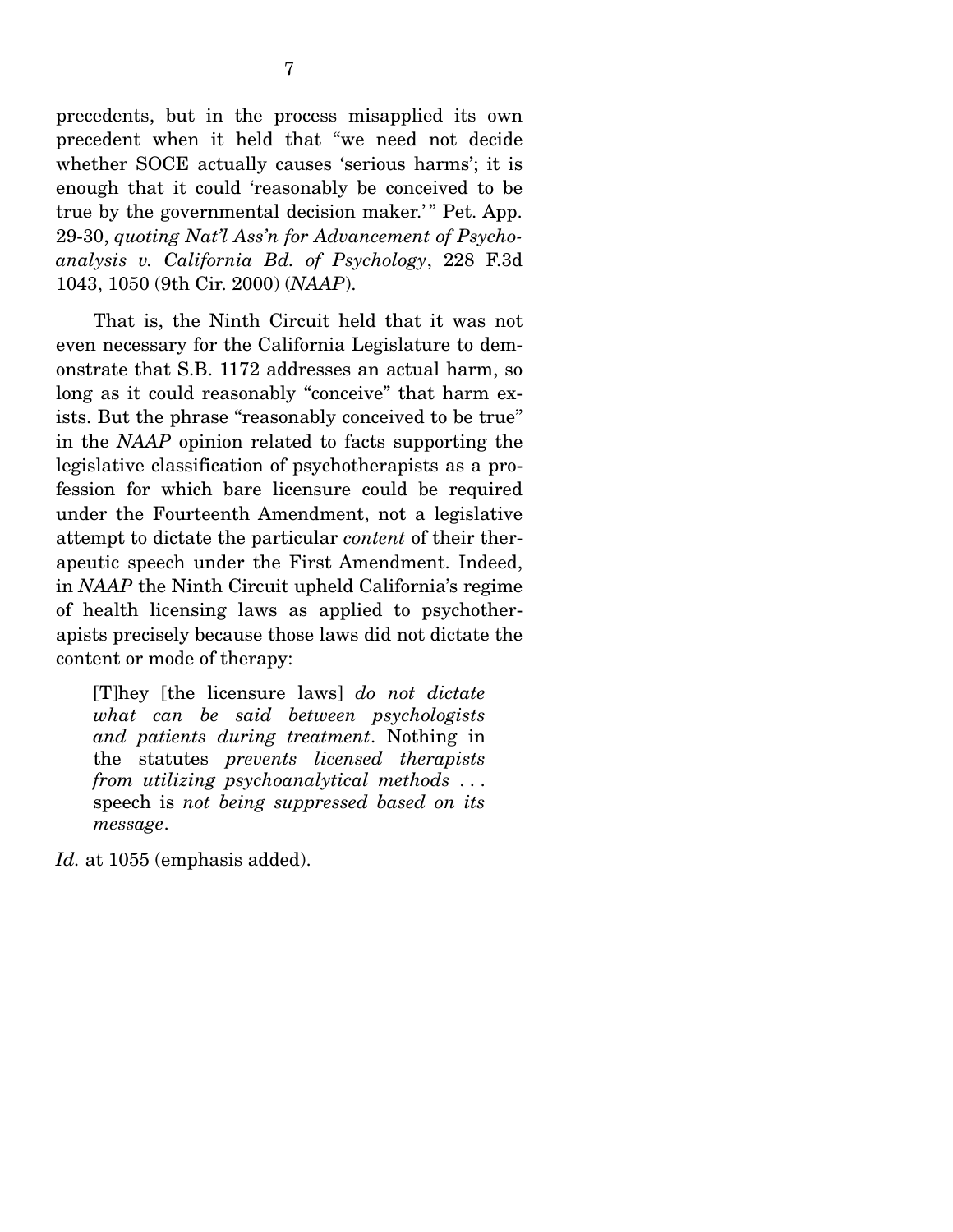precedents, but in the process misapplied its own precedent when it held that "we need not decide whether SOCE actually causes 'serious harms'; it is enough that it could 'reasonably be conceived to be true by the governmental decision maker.'" Pet. App. 29-30, *quoting Nat'l Ass'n for Advancement of Psychoanalysis v. California Bd. of Psychology*, 228 F.3d 1043, 1050 (9th Cir. 2000) (*NAAP*).

That is, the Ninth Circuit held that it was not even necessary for the California Legislature to demonstrate that S.B. 1172 addresses an actual harm, so long as it could reasonably "conceive" that harm exists. But the phrase "reasonably conceived to be true" in the *NAAP* opinion related to facts supporting the legislative classification of psychotherapists as a profession for which bare licensure could be required under the Fourteenth Amendment, not a legislative attempt to dictate the particular *content* of their therapeutic speech under the First Amendment. Indeed, in *NAAP* the Ninth Circuit upheld California's regime of health licensing laws as applied to psychotherapists precisely because those laws did not dictate the content or mode of therapy:

> [T]hey [the licensure laws] *do not dictate what can be said between psychologists and patients during treatment*. Nothing in the statutes *prevents licensed therapists from utilizing psychoanalytical methods* . . . speech is *not being suppressed based on its message*.

*Id.* at 1055 (emphasis added).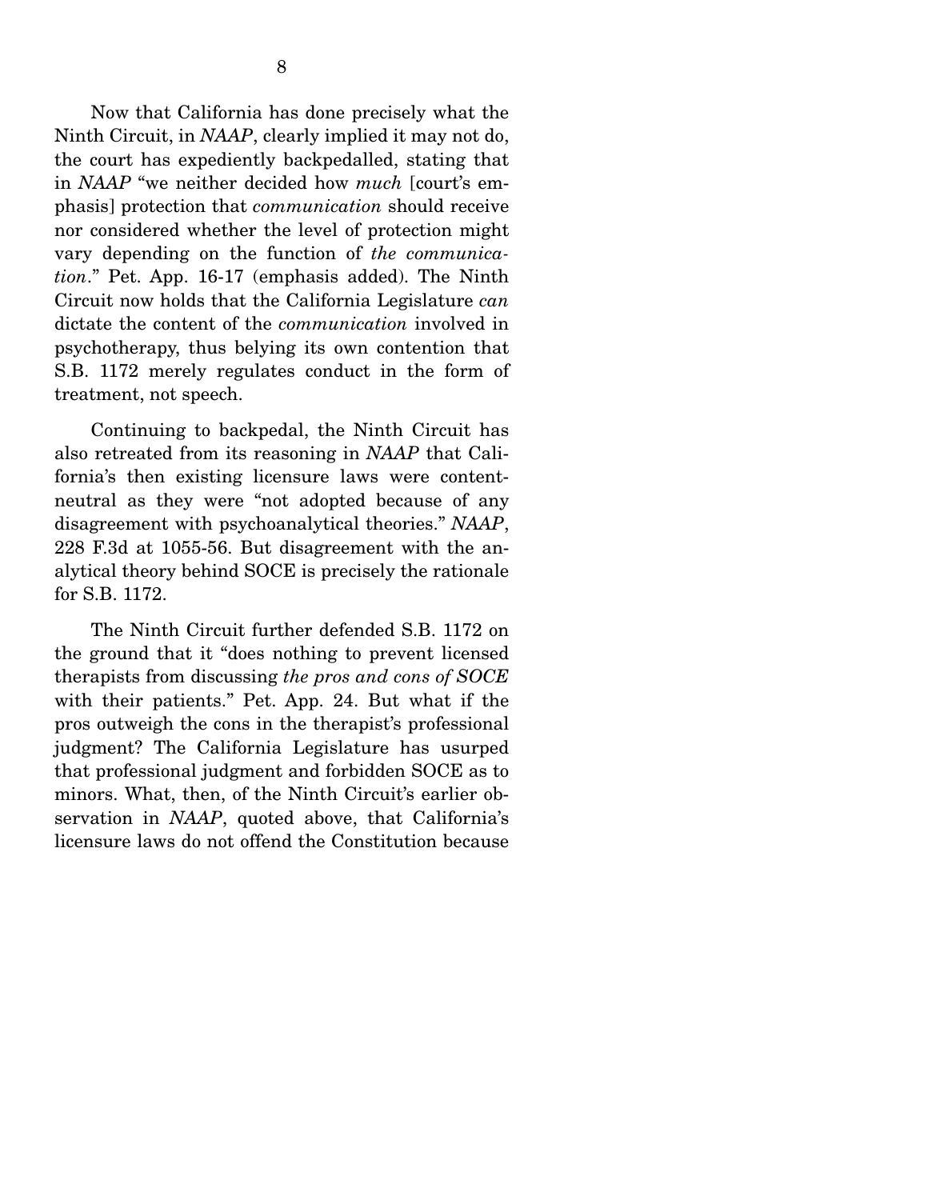Now that California has done precisely what the Ninth Circuit, in *NAAP*, clearly implied it may not do, the court has expediently backpedalled, stating that in *NAAP* "we neither decided how *much* [court's emphasis] protection that *communication* should receive nor considered whether the level of protection might vary depending on the function of *the communication*." Pet. App. 16-17 (emphasis added). The Ninth Circuit now holds that the California Legislature *can* dictate the content of the *communication* involved in psychotherapy, thus belying its own contention that S.B. 1172 merely regulates conduct in the form of treatment, not speech.

Continuing to backpedal, the Ninth Circuit has also retreated from its reasoning in *NAAP* that California's then existing licensure laws were content-neutral as they were "not adopted because of any disagreement with psychoanalytical theories." *NAAP*, 228 F.3d at 1055-56. But disagreement with the analytical theory behind SOCE is precisely the rationale for S.B. 1172.

The Ninth Circuit further defended S.B. 1172 on the ground that it "does nothing to prevent licensed therapists from discussing *the pros and cons of SOCE* with their patients." Pet. App. 24. But what if the pros outweigh the cons in the therapist's professional judgment? The California Legislature has usurped that professional judgment and forbidden SOCE as to minors. What, then, of the Ninth Circuit's earlier observation in *NAAP*, quoted above, that California's licensure laws do not offend the Constitution because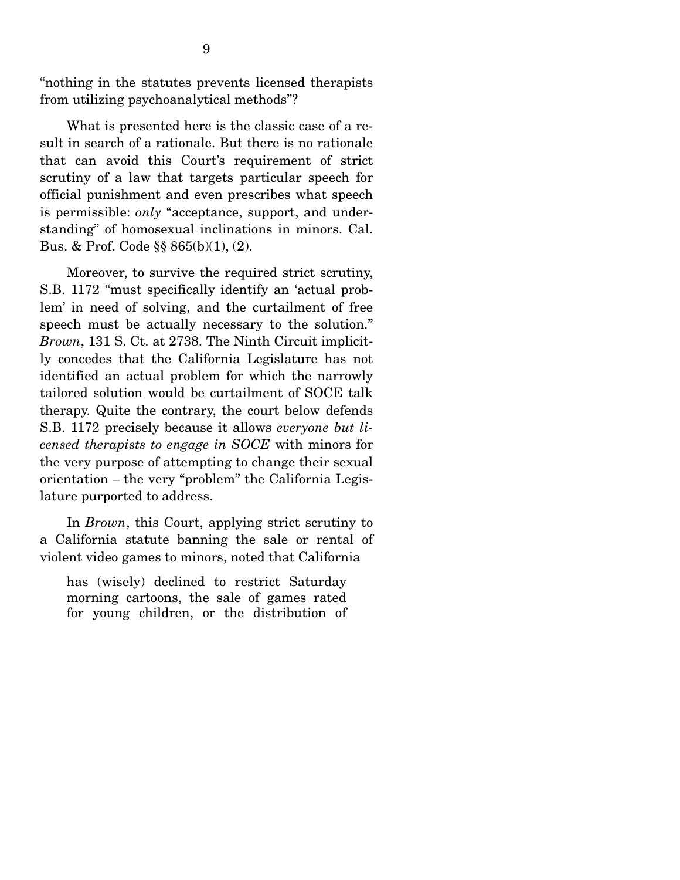"nothing in the statutes prevents licensed therapists from utilizing psychoanalytical methods"?

What is presented here is the classic case of a result in search of a rationale. But there is no rationale that can avoid this Court's requirement of strict scrutiny of a law that targets particular speech for official punishment and even prescribes what speech is permissible: *only* "acceptance, support, and understanding" of homosexual inclinations in minors. Cal. Bus. & Prof. Code §§ 865(b)(1), (2).

Moreover, to survive the required strict scrutiny, S.B. 1172 "must specifically identify an 'actual problem' in need of solving, and the curtailment of free speech must be actually necessary to the solution." *Brown*, 131 S. Ct. at 2738. The Ninth Circuit implicitly concedes that the California Legislature has not identified an actual problem for which the narrowly tailored solution would be curtailment of SOCE talk therapy. Quite the contrary, the court below defends S.B. 1172 precisely because it allows *everyone but licensed therapists to engage in SOCE* with minors for the very purpose of attempting to change their sexual orientation – the very "problem" the California Legislature purported to address.

In *Brown*, this Court, applying strict scrutiny to a California statute banning the sale or rental of violent video games to minors, noted that California

> has (wisely) declined to restrict Saturday morning cartoons, the sale of games rated for young children, or the distribution of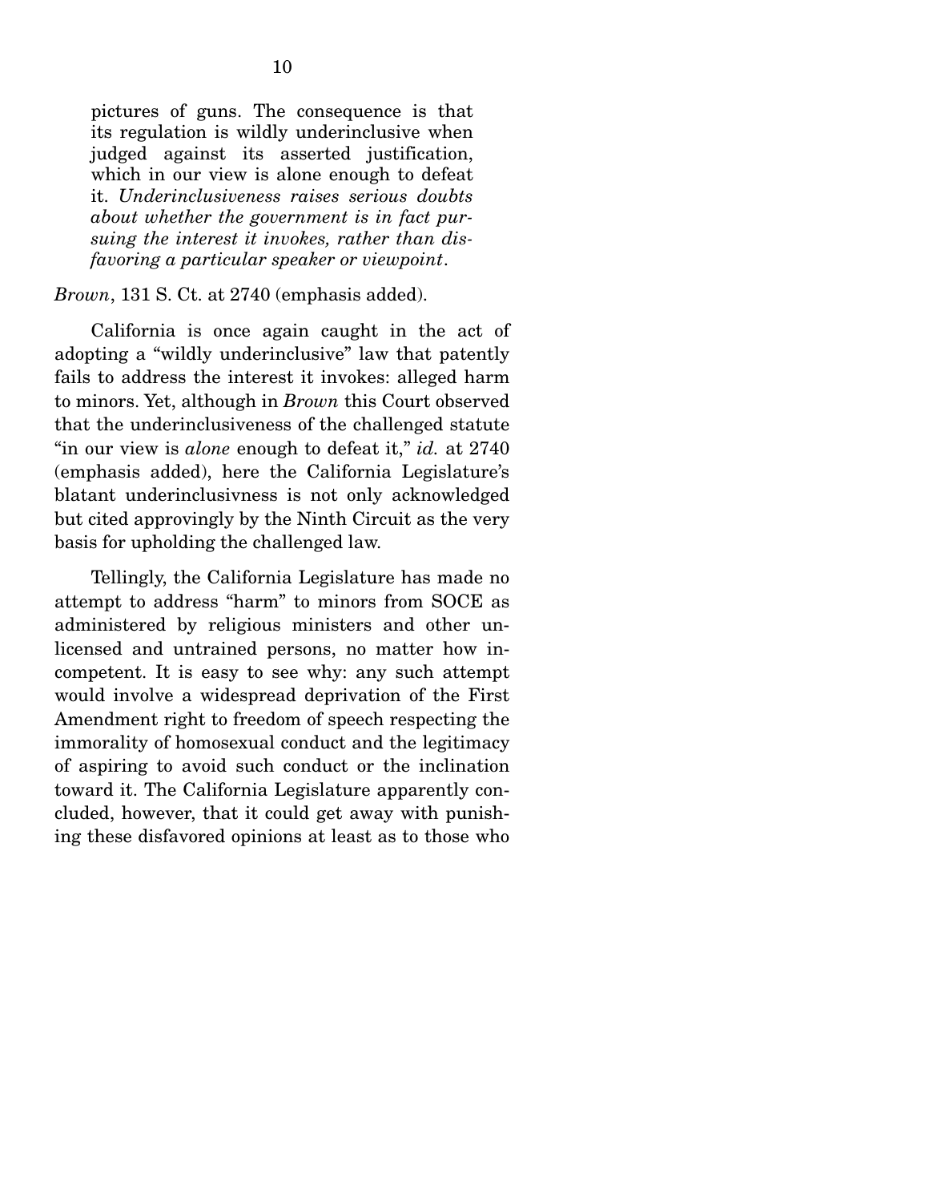> pictures of guns. The consequence is that its regulation is wildly underinclusive when judged against its asserted justification, which in our view is alone enough to defeat it. *Underinclusiveness raises serious doubts about whether the government is in fact pursuing the interest it invokes, rather than disfavoring a particular speaker or viewpoint*.

*Brown*, 131 S. Ct. at 2740 (emphasis added).

California is once again caught in the act of adopting a "wildly underinclusive" law that patently fails to address the interest it invokes: alleged harm to minors. Yet, although in *Brown* this Court observed that the underinclusiveness of the challenged statute "in our view is *alone* enough to defeat it," *id.* at 2740 (emphasis added), here the California Legislature's blatant underinclusivness is not only acknowledged but cited approvingly by the Ninth Circuit as the very basis for upholding the challenged law.

Tellingly, the California Legislature has made no attempt to address "harm" to minors from SOCE as administered by religious ministers and other unlicensed and untrained persons, no matter how incompetent. It is easy to see why: any such attempt would involve a widespread deprivation of the First Amendment right to freedom of speech respecting the immorality of homosexual conduct and the legitimacy of aspiring to avoid such conduct or the inclination toward it. The California Legislature apparently concluded, however, that it could get away with punishing these disfavored opinions at least as to those who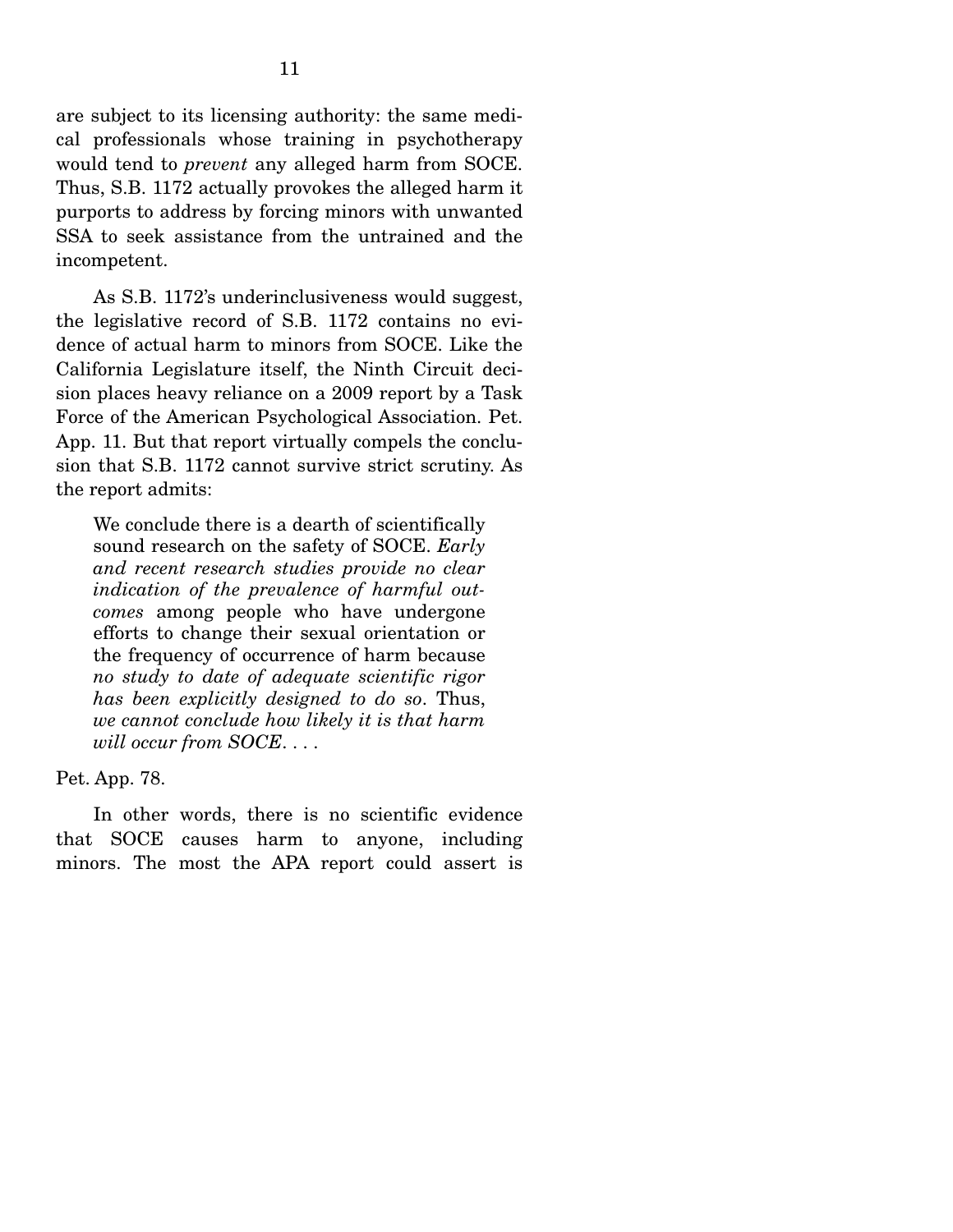are subject to its licensing authority: the same medical professionals whose training in psychotherapy would tend to *prevent* any alleged harm from SOCE. Thus, S.B. 1172 actually provokes the alleged harm it purports to address by forcing minors with unwanted SSA to seek assistance from the untrained and the incompetent.

As S.B. 1172's underinclusiveness would suggest, the legislative record of S.B. 1172 contains no evidence of actual harm to minors from SOCE. Like the California Legislature itself, the Ninth Circuit decision places heavy reliance on a 2009 report by a Task Force of the American Psychological Association. Pet. App. 11. But that report virtually compels the conclusion that S.B. 1172 cannot survive strict scrutiny. As the report admits:

> We conclude there is a dearth of scientifically sound research on the safety of SOCE. *Early and recent research studies provide no clear indication of the prevalence of harmful outcomes* among people who have undergone efforts to change their sexual orientation or the frequency of occurrence of harm because *no study to date of adequate scientific rigor has been explicitly designed to do so*. Thus, *we cannot conclude how likely it is that harm will occur from SOCE*. . . .

Pet. App. 78.

In other words, there is no scientific evidence that SOCE causes harm to anyone, including minors. The most the APA report could assert is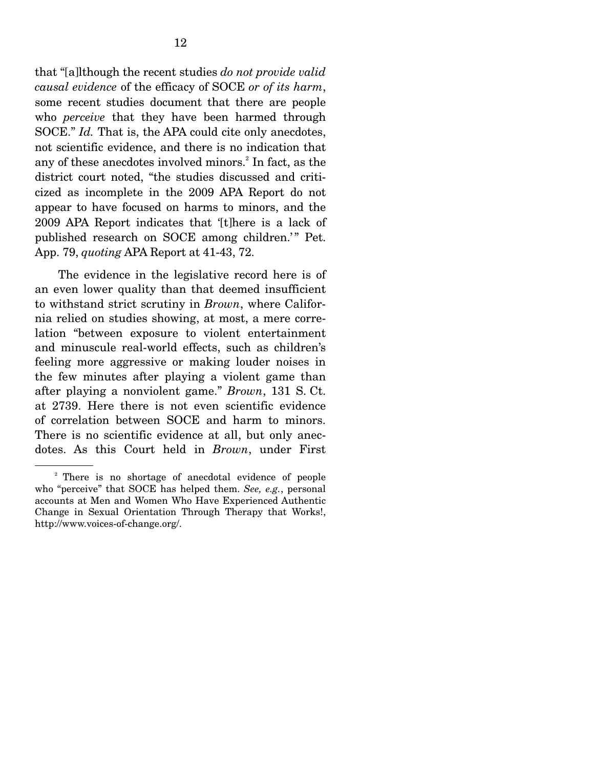that "[a]lthough the recent studies *do not provide valid causal evidence* of the efficacy of SOCE *or of its harm*, some recent studies document that there are people who *perceive* that they have been harmed through SOCE." *Id.* That is, the APA could cite only anecdotes, not scientific evidence, and there is no indication that any of these anecdotes involved minors.[2] In fact, as the district court noted, "the studies discussed and criticized as incomplete in the 2009 APA Report do not appear to have focused on harms to minors, and the 2009 APA Report indicates that '[t]here is a lack of published research on SOCE among children.'" Pet. App. 79, *quoting* APA Report at 41-43, 72.

The evidence in the legislative record here is of an even lower quality than that deemed insufficient to withstand strict scrutiny in *Brown*, where California relied on studies showing, at most, a mere correlation "between exposure to violent entertainment and minuscule real-world effects, such as children's feeling more aggressive or making louder noises in the few minutes after playing a violent game than after playing a nonviolent game." *Brown*, 131 S. Ct. at 2739. Here there is not even scientific evidence of correlation between SOCE and harm to minors. There is no scientific evidence at all, but only anecdotes. As this Court held in *Brown*, under First

[2] There is no shortage of anecdotal evidence of people who "perceive" that SOCE has helped them. *See, e.g.*, personal accounts at Men and Women Who Have Experienced Authentic Change in Sexual Orientation Through Therapy that Works!, http://www.voices-of-change.org/.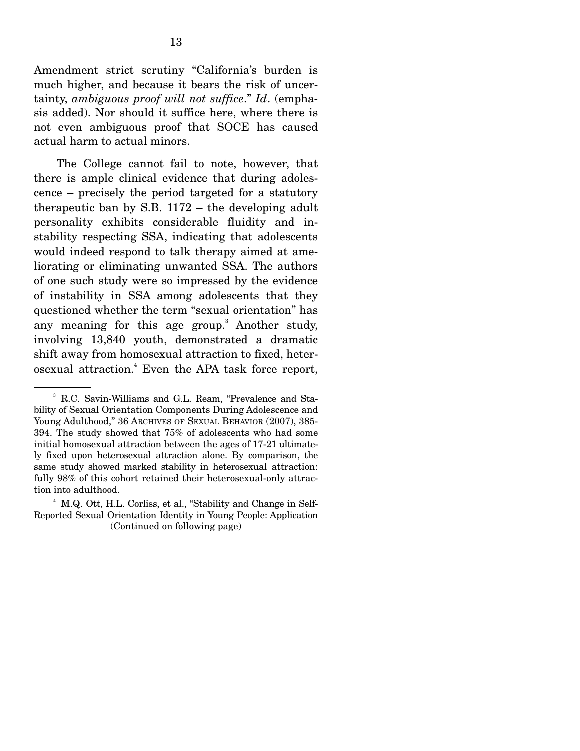Amendment strict scrutiny "California's burden is much higher, and because it bears the risk of uncertainty, *ambiguous proof will not suffice*." *Id*. (emphasis added). Nor should it suffice here, where there is not even ambiguous proof that SOCE has caused actual harm to actual minors.

The College cannot fail to note, however, that there is ample clinical evidence that during adolescence – precisely the period targeted for a statutory therapeutic ban by S.B. 1172 – the developing adult personality exhibits considerable fluidity and instability respecting SSA, indicating that adolescents would indeed respond to talk therapy aimed at ameliorating or eliminating unwanted SSA. The authors of one such study were so impressed by the evidence of instability in SSA among adolescents that they questioned whether the term "sexual orientation" has any meaning for this age group.[3] Another study, involving 13,840 youth, demonstrated a dramatic shift away from homosexual attraction to fixed, heterosexual attraction.[4] Even the APA task force report,

---

[3] R.C. Savin-Williams and G.L. Ream, "Prevalence and Stability of Sexual Orientation Components During Adolescence and Young Adulthood," 36 ARCHIVES OF SEXUAL BEHAVIOR (2007), 385-394. The study showed that 75% of adolescents who had some initial homosexual attraction between the ages of 17-21 ultimately fixed upon heterosexual attraction alone. By comparison, the same study showed marked stability in heterosexual attraction: fully 98% of this cohort retained their heterosexual-only attraction into adulthood.

[4] M.Q. Ott, H.L. Corliss, et al., "Stability and Change in Self-Reported Sexual Orientation Identity in Young People: Application

(Continued on following page)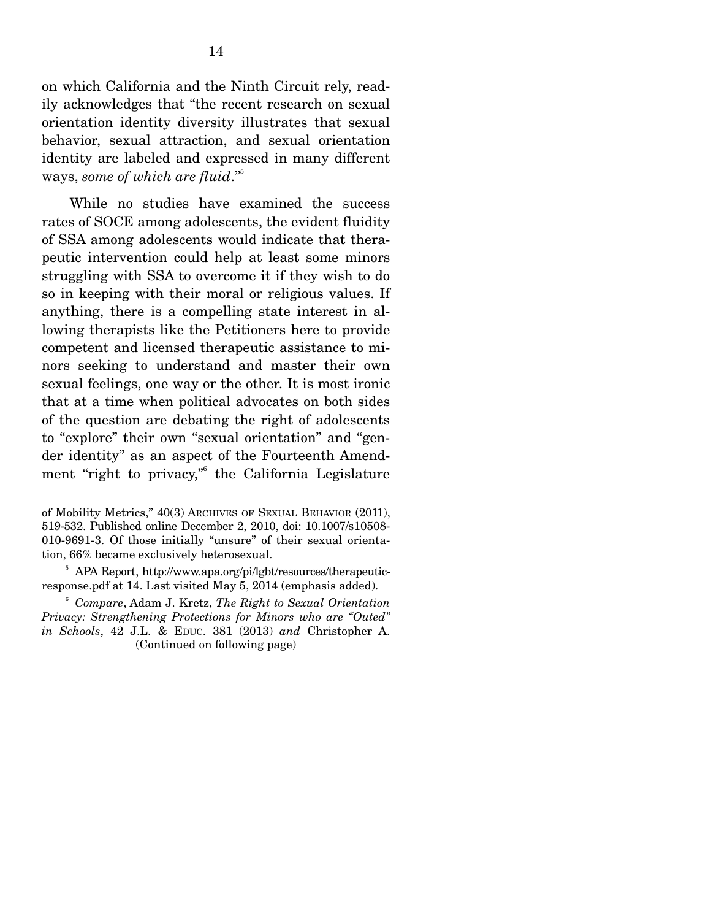on which California and the Ninth Circuit rely, readily acknowledges that "the recent research on sexual orientation identity diversity illustrates that sexual behavior, sexual attraction, and sexual orientation identity are labeled and expressed in many different ways, *some of which are fluid*."[5]

While no studies have examined the success rates of SOCE among adolescents, the evident fluidity of SSA among adolescents would indicate that therapeutic intervention could help at least some minors struggling with SSA to overcome it if they wish to do so in keeping with their moral or religious values. If anything, there is a compelling state interest in allowing therapists like the Petitioners here to provide competent and licensed therapeutic assistance to minors seeking to understand and master their own sexual feelings, one way or the other. It is most ironic that at a time when political advocates on both sides of the question are debating the right of adolescents to "explore" their own "sexual orientation" and "gender identity" as an aspect of the Fourteenth Amendment "right to privacy,"[6] the California Legislature

---

of Mobility Metrics," 40(3) ARCHIVES OF SEXUAL BEHAVIOR (2011), 519-532. Published online December 2, 2010, doi: 10.1007/s10508-010-9691-3. Of those initially "unsure" of their sexual orientation, 66% became exclusively heterosexual.

[5] APA Report, http://www.apa.org/pi/lgbt/resources/therapeutic-response.pdf at 14. Last visited May 5, 2014 (emphasis added).

[6] *Compare*, Adam J. Kretz, *The Right to Sexual Orientation Privacy: Strengthening Protections for Minors who are "Outed" in Schools*, 42 J.L. & EDUC. 381 (2013) *and* Christopher A. (Continued on following page)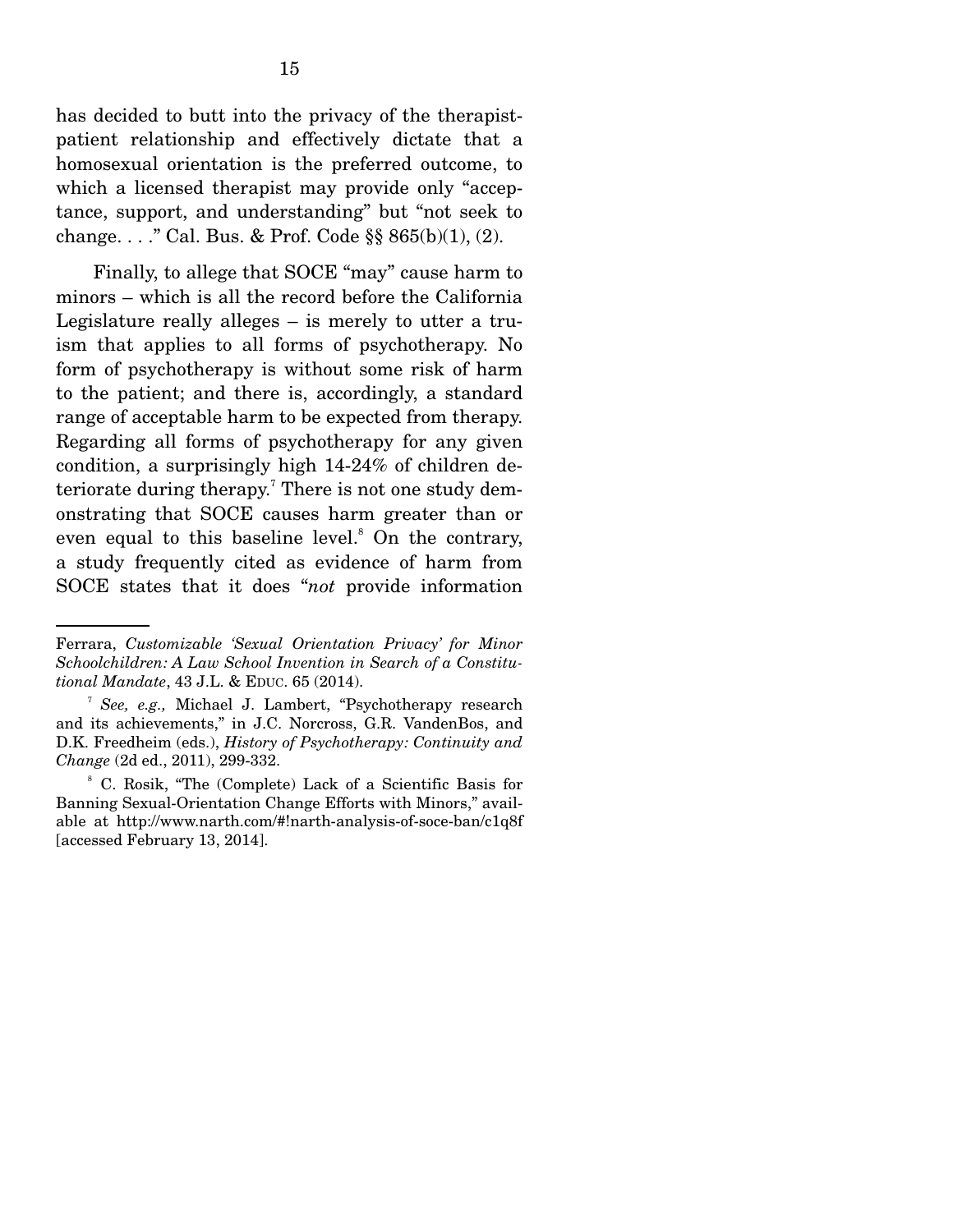has decided to butt into the privacy of the therapist-patient relationship and effectively dictate that a homosexual orientation is the preferred outcome, to which a licensed therapist may provide only "acceptance, support, and understanding" but "not seek to change. . . ." Cal. Bus. & Prof. Code §§ 865(b)(1), (2).

Finally, to allege that SOCE "may" cause harm to minors – which is all the record before the California Legislature really alleges – is merely to utter a truism that applies to all forms of psychotherapy. No form of psychotherapy is without some risk of harm to the patient; and there is, accordingly, a standard range of acceptable harm to be expected from therapy. Regarding all forms of psychotherapy for any given condition, a surprisingly high 14-24% of children deteriorate during therapy.[7] There is not one study demonstrating that SOCE causes harm greater than or even equal to this baseline level.[8] On the contrary, a study frequently cited as evidence of harm from SOCE states that it does "*not* provide information

---

Ferrara, *Customizable 'Sexual Orientation Privacy' for Minor Schoolchildren: A Law School Invention in Search of a Constitutional Mandate*, 43 J.L. & EDUC. 65 (2014).

[7] *See, e.g.,* Michael J. Lambert, "Psychotherapy research and its achievements," in J.C. Norcross, G.R. VandenBos, and D.K. Freedheim (eds.), *History of Psychotherapy: Continuity and Change* (2d ed., 2011), 299-332.

[8] C. Rosik, "The (Complete) Lack of a Scientific Basis for Banning Sexual-Orientation Change Efforts with Minors," available at http://www.narth.com/#!narth-analysis-of-soce-ban/c1q8f [accessed February 13, 2014].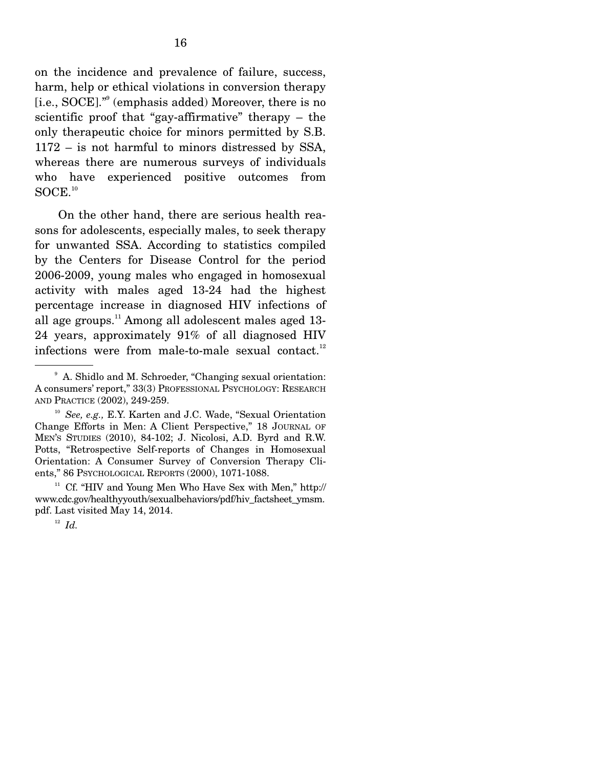on the incidence and prevalence of failure, success, harm, help or ethical violations in conversion therapy [i.e., SOCE]."[9] (emphasis added) Moreover, there is no scientific proof that "gay-affirmative" therapy – the only therapeutic choice for minors permitted by S.B. 1172 – is not harmful to minors distressed by SSA, whereas there are numerous surveys of individuals who have experienced positive outcomes from SOCE.[10]

On the other hand, there are serious health reasons for adolescents, especially males, to seek therapy for unwanted SSA. According to statistics compiled by the Centers for Disease Control for the period 2006-2009, young males who engaged in homosexual activity with males aged 13-24 had the highest percentage increase in diagnosed HIV infections of all age groups.[11] Among all adolescent males aged 13-24 years, approximately 91% of all diagnosed HIV infections were from male-to-male sexual contact.[12]

---

[9] A. Shidlo and M. Schroeder, "Changing sexual orientation: A consumers' report," 33(3) PROFESSIONAL PSYCHOLOGY: RESEARCH AND PRACTICE (2002), 249-259.

[10] *See, e.g.,* E.Y. Karten and J.C. Wade, "Sexual Orientation Change Efforts in Men: A Client Perspective," 18 JOURNAL OF MEN'S STUDIES (2010), 84-102; J. Nicolosi, A.D. Byrd and R.W. Potts, "Retrospective Self-reports of Changes in Homosexual Orientation: A Consumer Survey of Conversion Therapy Clients," 86 PSYCHOLOGICAL REPORTS (2000), 1071-1088.

[11] Cf. "HIV and Young Men Who Have Sex with Men," http://www.cdc.gov/healthyyouth/sexualbehaviors/pdf/hiv_factsheet_ymsm.pdf. Last visited May 14, 2014.

[12] *Id.*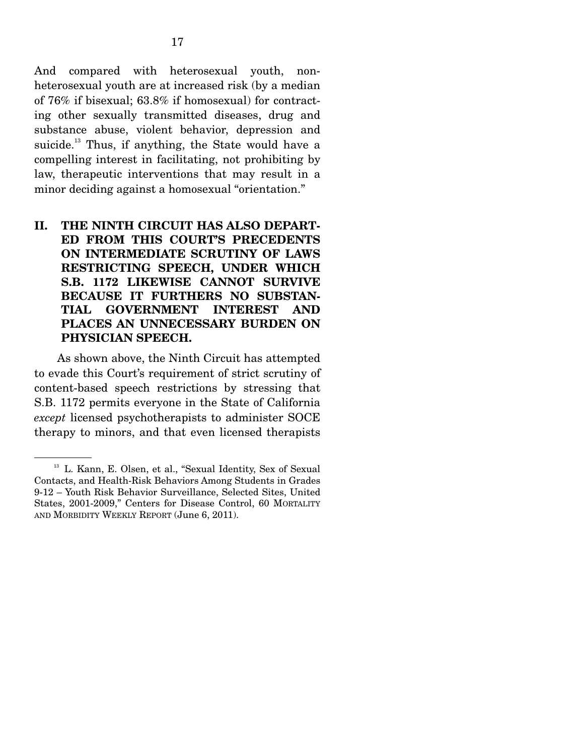And compared with heterosexual youth, non-heterosexual youth are at increased risk (by a median of 76% if bisexual; 63.8% if homosexual) for contracting other sexually transmitted diseases, drug and substance abuse, violent behavior, depression and suicide.[13] Thus, if anything, the State would have a compelling interest in facilitating, not prohibiting by law, therapeutic interventions that may result in a minor deciding against a homosexual "orientation."

## II. THE NINTH CIRCUIT HAS ALSO DEPARTED FROM THIS COURT'S PRECEDENTS ON INTERMEDIATE SCRUTINY OF LAWS RESTRICTING SPEECH, UNDER WHICH S.B. 1172 LIKEWISE CANNOT SURVIVE BECAUSE IT FURTHERS NO SUBSTANTIAL GOVERNMENT INTEREST AND PLACES AN UNNECESSARY BURDEN ON PHYSICIAN SPEECH.

As shown above, the Ninth Circuit has attempted to evade this Court's requirement of strict scrutiny of content-based speech restrictions by stressing that S.B. 1172 permits everyone in the State of California *except* licensed psychotherapists to administer SOCE therapy to minors, and that even licensed therapists

---

[13] L. Kann, E. Olsen, et al., "Sexual Identity, Sex of Sexual Contacts, and Health-Risk Behaviors Among Students in Grades 9-12 – Youth Risk Behavior Surveillance, Selected Sites, United States, 2001-2009," Centers for Disease Control, 60 MORTALITY AND MORBIDITY WEEKLY REPORT (June 6, 2011).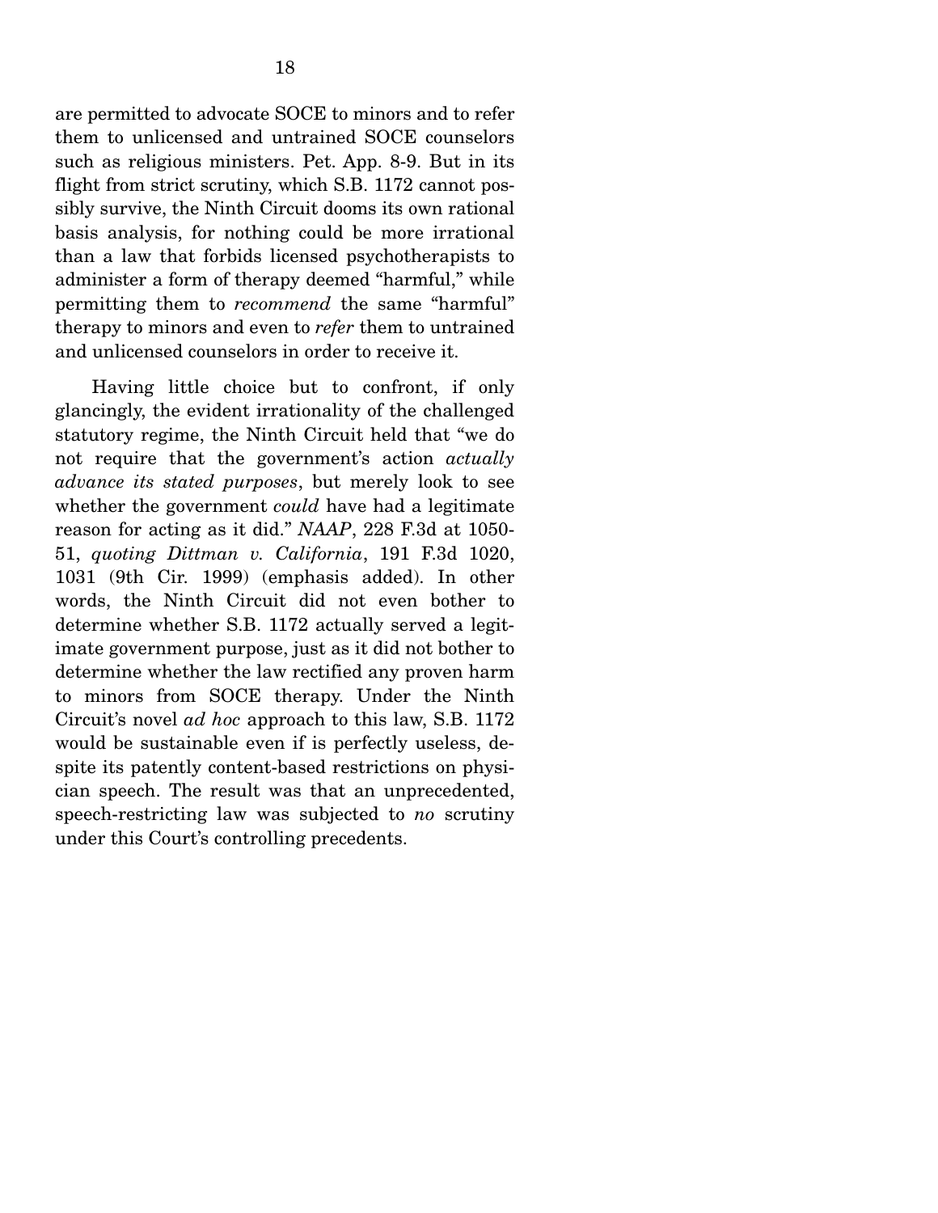are permitted to advocate SOCE to minors and to refer them to unlicensed and untrained SOCE counselors such as religious ministers. Pet. App. 8-9. But in its flight from strict scrutiny, which S.B. 1172 cannot possibly survive, the Ninth Circuit dooms its own rational basis analysis, for nothing could be more irrational than a law that forbids licensed psychotherapists to administer a form of therapy deemed "harmful," while permitting them to *recommend* the same "harmful" therapy to minors and even to *refer* them to untrained and unlicensed counselors in order to receive it.

Having little choice but to confront, if only glancingly, the evident irrationality of the challenged statutory regime, the Ninth Circuit held that "we do not require that the government's action *actually advance its stated purposes*, but merely look to see whether the government *could* have had a legitimate reason for acting as it did." *NAAP*, 228 F.3d at 1050-51, *quoting Dittman v. California*, 191 F.3d 1020, 1031 (9th Cir. 1999) (emphasis added). In other words, the Ninth Circuit did not even bother to determine whether S.B. 1172 actually served a legitimate government purpose, just as it did not bother to determine whether the law rectified any proven harm to minors from SOCE therapy. Under the Ninth Circuit's novel *ad hoc* approach to this law, S.B. 1172 would be sustainable even if is perfectly useless, despite its patently content-based restrictions on physician speech. The result was that an unprecedented, speech-restricting law was subjected to *no* scrutiny under this Court's controlling precedents.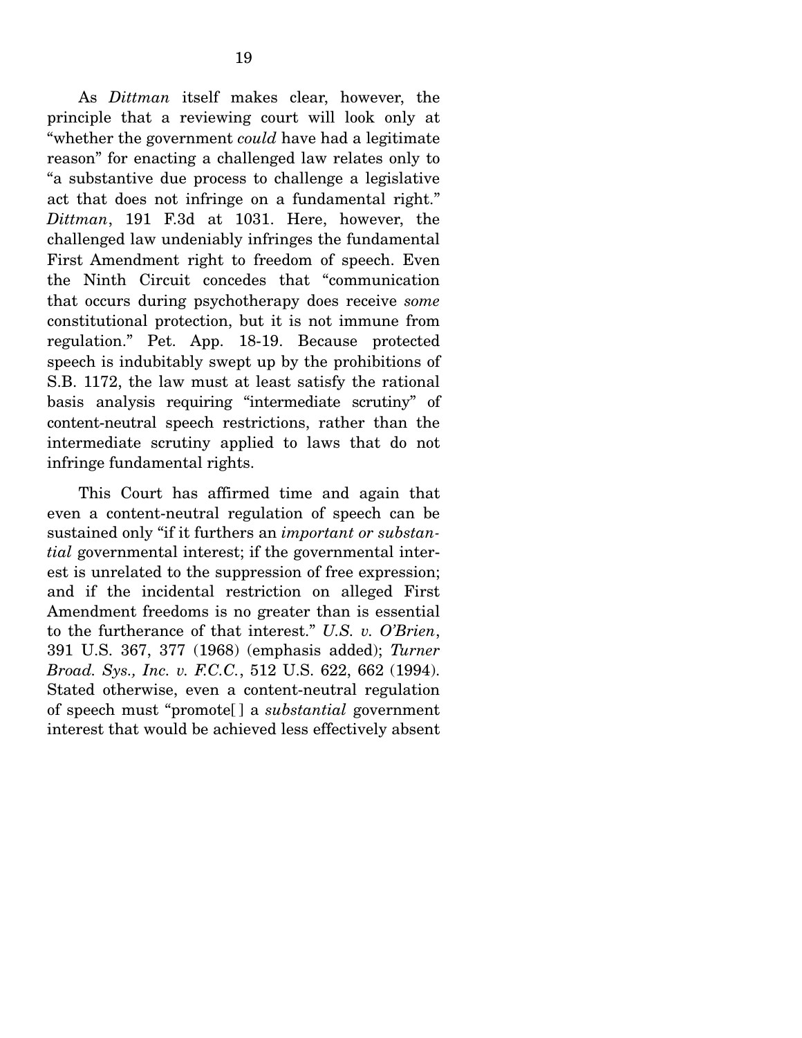As *Dittman* itself makes clear, however, the principle that a reviewing court will look only at "whether the government *could* have had a legitimate reason" for enacting a challenged law relates only to "a substantive due process to challenge a legislative act that does not infringe on a fundamental right." *Dittman*, 191 F.3d at 1031. Here, however, the challenged law undeniably infringes the fundamental First Amendment right to freedom of speech. Even the Ninth Circuit concedes that "communication that occurs during psychotherapy does receive *some* constitutional protection, but it is not immune from regulation." Pet. App. 18-19. Because protected speech is indubitably swept up by the prohibitions of S.B. 1172, the law must at least satisfy the rational basis analysis requiring "intermediate scrutiny" of content-neutral speech restrictions, rather than the intermediate scrutiny applied to laws that do not infringe fundamental rights.

This Court has affirmed time and again that even a content-neutral regulation of speech can be sustained only "if it furthers an *important or substantial* governmental interest; if the governmental interest is unrelated to the suppression of free expression; and if the incidental restriction on alleged First Amendment freedoms is no greater than is essential to the furtherance of that interest." *U.S. v. O'Brien*, 391 U.S. 367, 377 (1968) (emphasis added); *Turner Broad. Sys., Inc. v. F.C.C.*, 512 U.S. 622, 662 (1994). Stated otherwise, even a content-neutral regulation of speech must "promote[ ] a *substantial* government interest that would be achieved less effectively absent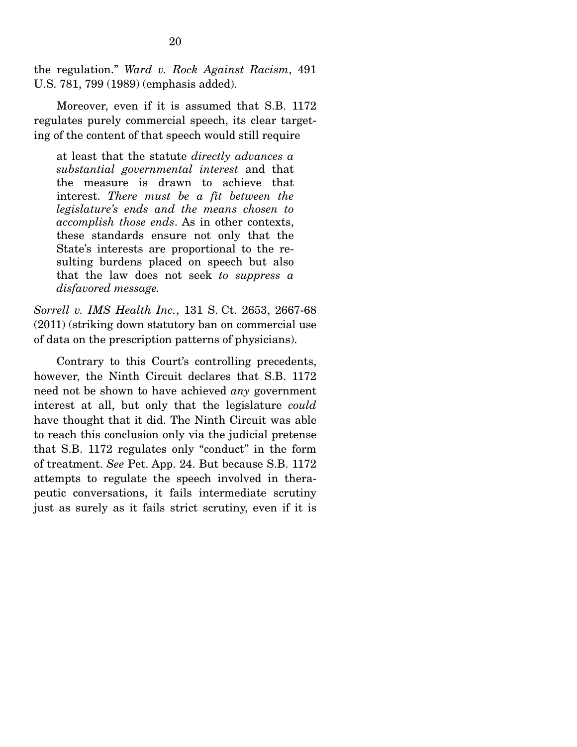the regulation." *Ward v. Rock Against Racism*, 491 U.S. 781, 799 (1989) (emphasis added).

Moreover, even if it is assumed that S.B. 1172 regulates purely commercial speech, its clear targeting of the content of that speech would still require

> at least that the statute *directly advances a substantial governmental interest* and that the measure is drawn to achieve that interest. *There must be a fit between the legislature's ends and the means chosen to accomplish those ends*. As in other contexts, these standards ensure not only that the State's interests are proportional to the resulting burdens placed on speech but also that the law does not seek *to suppress a disfavored message.*

*Sorrell v. IMS Health Inc.*, 131 S. Ct. 2653, 2667-68 (2011) (striking down statutory ban on commercial use of data on the prescription patterns of physicians).

Contrary to this Court's controlling precedents, however, the Ninth Circuit declares that S.B. 1172 need not be shown to have achieved *any* government interest at all, but only that the legislature *could* have thought that it did. The Ninth Circuit was able to reach this conclusion only via the judicial pretense that S.B. 1172 regulates only "conduct" in the form of treatment. *See* Pet. App. 24. But because S.B. 1172 attempts to regulate the speech involved in therapeutic conversations, it fails intermediate scrutiny just as surely as it fails strict scrutiny, even if it is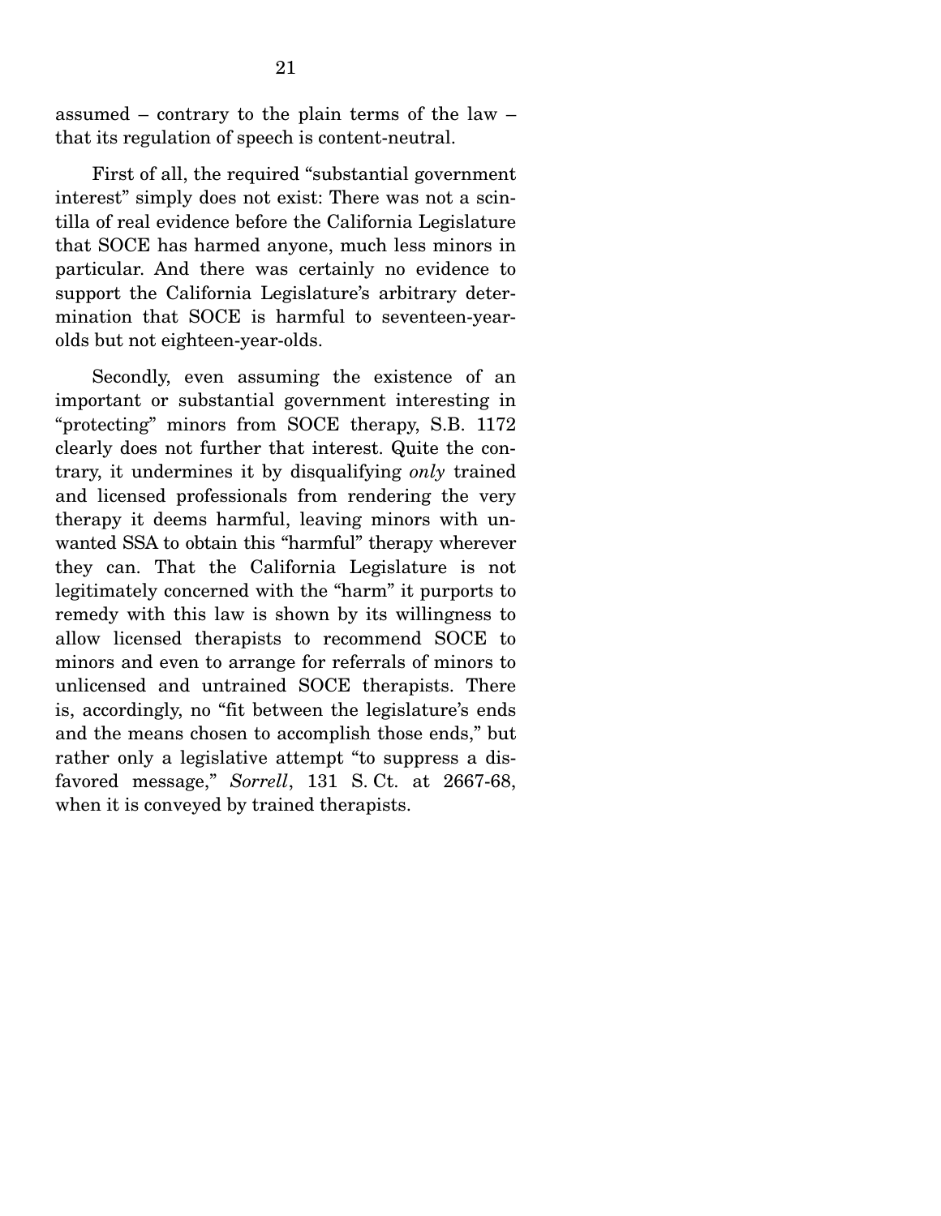assumed – contrary to the plain terms of the law – that its regulation of speech is content-neutral.

First of all, the required "substantial government interest" simply does not exist: There was not a scintilla of real evidence before the California Legislature that SOCE has harmed anyone, much less minors in particular. And there was certainly no evidence to support the California Legislature's arbitrary determination that SOCE is harmful to seventeen-year-olds but not eighteen-year-olds.

Secondly, even assuming the existence of an important or substantial government interesting in "protecting" minors from SOCE therapy, S.B. 1172 clearly does not further that interest. Quite the contrary, it undermines it by disqualifying *only* trained and licensed professionals from rendering the very therapy it deems harmful, leaving minors with unwanted SSA to obtain this "harmful" therapy wherever they can. That the California Legislature is not legitimately concerned with the "harm" it purports to remedy with this law is shown by its willingness to allow licensed therapists to recommend SOCE to minors and even to arrange for referrals of minors to unlicensed and untrained SOCE therapists. There is, accordingly, no "fit between the legislature's ends and the means chosen to accomplish those ends," but rather only a legislative attempt "to suppress a disfavored message," *Sorrell*, 131 S. Ct. at 2667-68, when it is conveyed by trained therapists.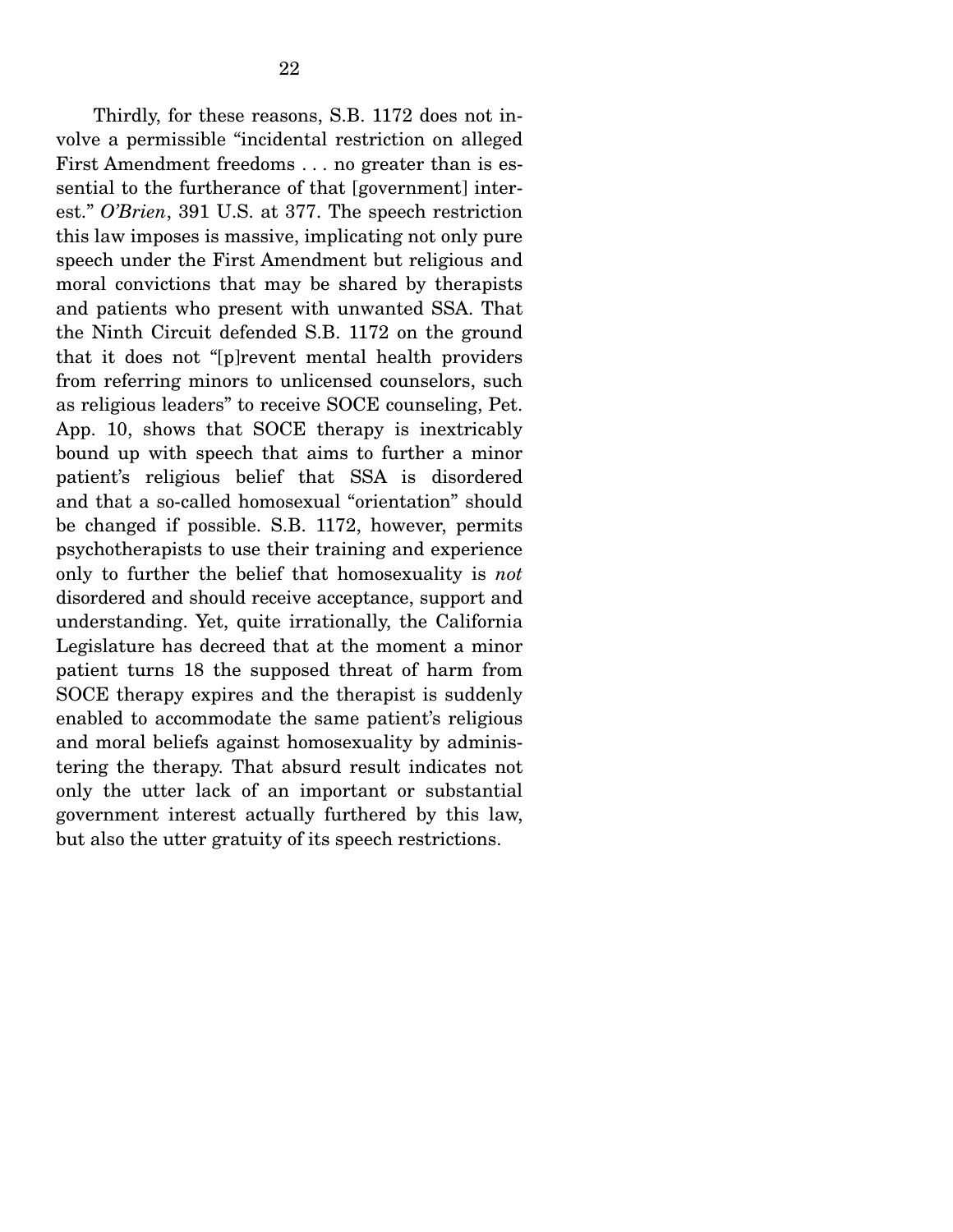Thirdly, for these reasons, S.B. 1172 does not involve a permissible "incidental restriction on alleged First Amendment freedoms . . . no greater than is essential to the furtherance of that [government] interest." *O'Brien*, 391 U.S. at 377. The speech restriction this law imposes is massive, implicating not only pure speech under the First Amendment but religious and moral convictions that may be shared by therapists and patients who present with unwanted SSA. That the Ninth Circuit defended S.B. 1172 on the ground that it does not "[p]revent mental health providers from referring minors to unlicensed counselors, such as religious leaders" to receive SOCE counseling, Pet. App. 10, shows that SOCE therapy is inextricably bound up with speech that aims to further a minor patient's religious belief that SSA is disordered and that a so-called homosexual "orientation" should be changed if possible. S.B. 1172, however, permits psychotherapists to use their training and experience only to further the belief that homosexuality is *not* disordered and should receive acceptance, support and understanding. Yet, quite irrationally, the California Legislature has decreed that at the moment a minor patient turns 18 the supposed threat of harm from SOCE therapy expires and the therapist is suddenly enabled to accommodate the same patient's religious and moral beliefs against homosexuality by administering the therapy. That absurd result indicates not only the utter lack of an important or substantial government interest actually furthered by this law, but also the utter gratuity of its speech restrictions.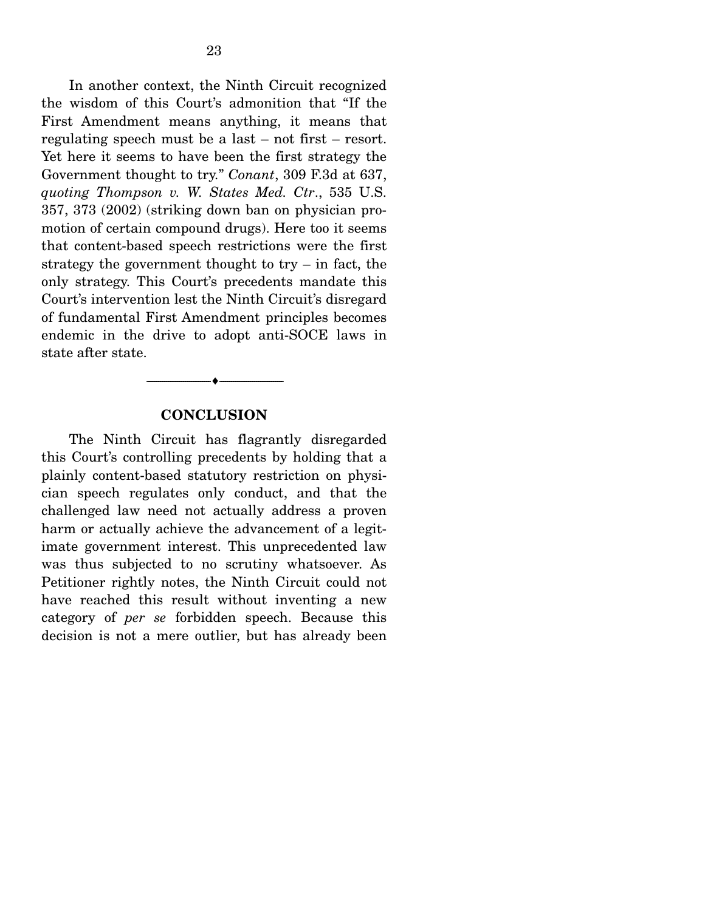In another context, the Ninth Circuit recognized the wisdom of this Court's admonition that "If the First Amendment means anything, it means that regulating speech must be a last – not first – resort. Yet here it seems to have been the first strategy the Government thought to try." *Conant*, 309 F.3d at 637, *quoting Thompson v. W. States Med. Ctr.*, 535 U.S. 357, 373 (2002) (striking down ban on physician promotion of certain compound drugs). Here too it seems that content-based speech restrictions were the first strategy the government thought to try – in fact, the only strategy. This Court's precedents mandate this Court's intervention lest the Ninth Circuit's disregard of fundamental First Amendment principles becomes endemic in the drive to adopt anti-SOCE laws in state after state.

---

## CONCLUSION

The Ninth Circuit has flagrantly disregarded this Court's controlling precedents by holding that a plainly content-based statutory restriction on physician speech regulates only conduct, and that the challenged law need not actually address a proven harm or actually achieve the advancement of a legitimate government interest. This unprecedented law was thus subjected to no scrutiny whatsoever. As Petitioner rightly notes, the Ninth Circuit could not have reached this result without inventing a new category of *per se* forbidden speech. Because this decision is not a mere outlier, but has already been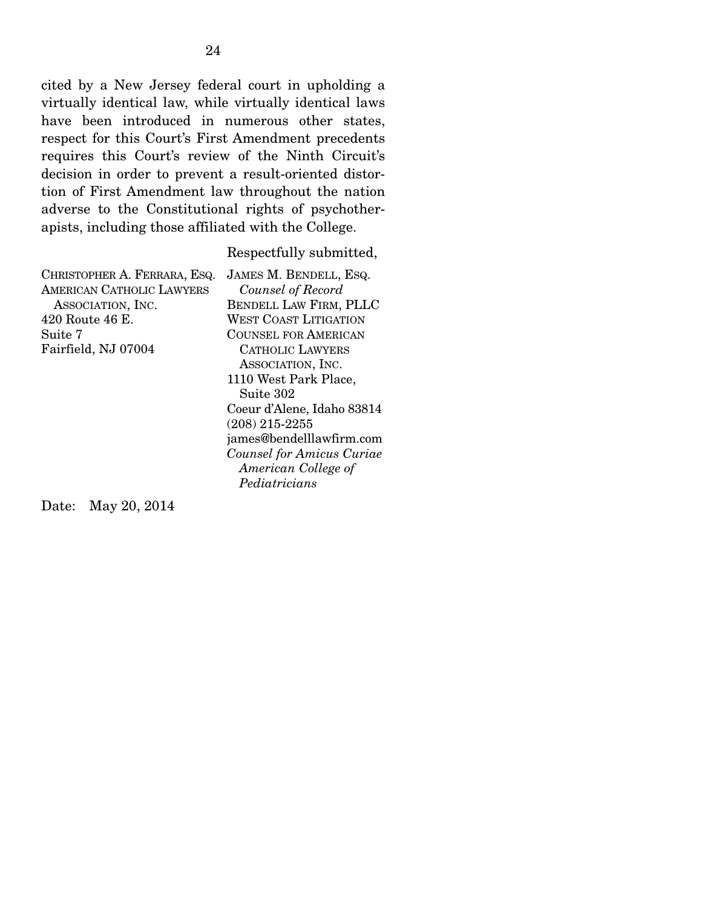cited by a New Jersey federal court in upholding a virtually identical law, while virtually identical laws have been introduced in numerous other states, respect for this Court's First Amendment precedents requires this Court's review of the Ninth Circuit's decision in order to prevent a result-oriented distortion of First Amendment law throughout the nation adverse to the Constitutional rights of psychotherapists, including those affiliated with the College.

Respectfully submitted,

CHRISTOPHER A. FERRARA, ESQ.
AMERICAN CATHOLIC LAWYERS ASSOCIATION, INC.
420 Route 46 E.
Suite 7
Fairfield, NJ 07004

JAMES M. BENDELL, ESQ.
*Counsel of Record*
BENDELL LAW FIRM, PLLC
WEST COAST LITIGATION
COUNSEL FOR AMERICAN CATHOLIC LAWYERS ASSOCIATION, INC.
1110 West Park Place, Suite 302
Coeur d'Alene, Idaho 83814
(208) 215-2255
james@bendelllawfirm.com
*Counsel for Amicus Curiae American College of Pediatricians*

Date: May 20, 2014